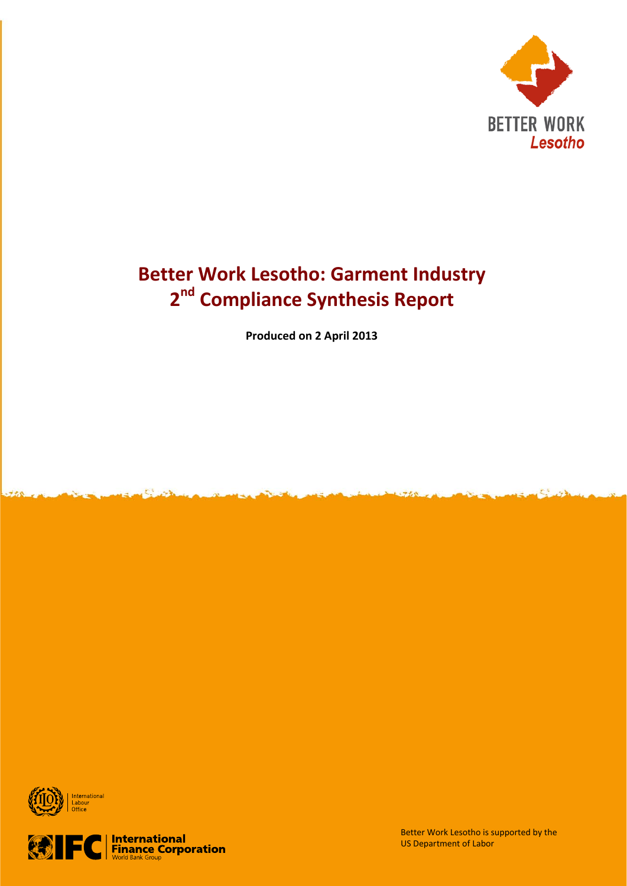BETTER WORK
*Lesotho*

# Better Work Lesotho: Garment Industry 2nd Compliance Synthesis Report

**Produced on 2 April 2013**

International Labour Office

International Finance Corporation
World Bank Group

Better Work Lesotho is supported by the US Department of Labor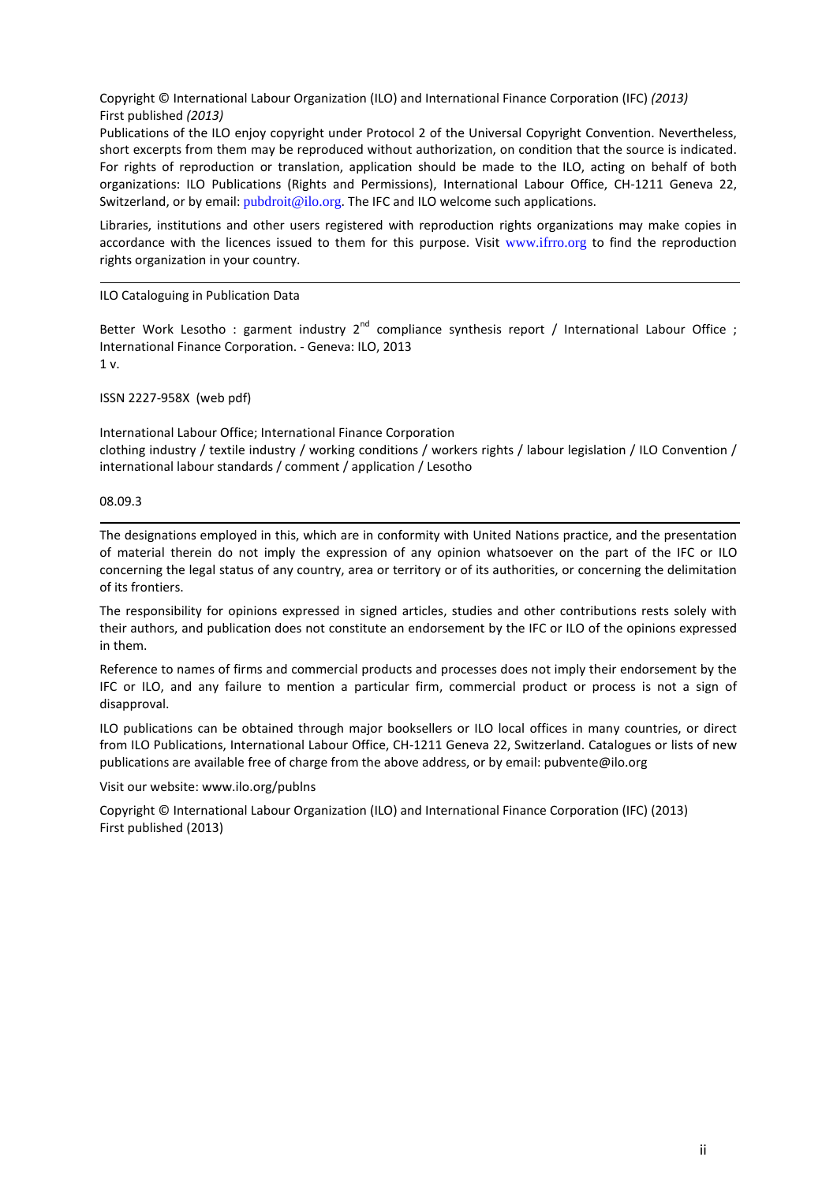Copyright © International Labour Organization (ILO) and International Finance Corporation (IFC) *(2013)*
First published *(2013)*

Publications of the ILO enjoy copyright under Protocol 2 of the Universal Copyright Convention. Nevertheless, short excerpts from them may be reproduced without authorization, on condition that the source is indicated. For rights of reproduction or translation, application should be made to the ILO, acting on behalf of both organizations: ILO Publications (Rights and Permissions), International Labour Office, CH-1211 Geneva 22, Switzerland, or by email: pubdroit@ilo.org. The IFC and ILO welcome such applications.

Libraries, institutions and other users registered with reproduction rights organizations may make copies in accordance with the licences issued to them for this purpose. Visit www.ifrro.org to find the reproduction rights organization in your country.

---

ILO Cataloguing in Publication Data

Better Work Lesotho : garment industry 2nd compliance synthesis report / International Labour Office ; International Finance Corporation. - Geneva: ILO, 2013
1 v.

ISSN 2227-958X (web pdf)

International Labour Office; International Finance Corporation
clothing industry / textile industry / working conditions / workers rights / labour legislation / ILO Convention / international labour standards / comment / application / Lesotho

08.09.3

---

The designations employed in this, which are in conformity with United Nations practice, and the presentation of material therein do not imply the expression of any opinion whatsoever on the part of the IFC or ILO concerning the legal status of any country, area or territory or of its authorities, or concerning the delimitation of its frontiers.

The responsibility for opinions expressed in signed articles, studies and other contributions rests solely with their authors, and publication does not constitute an endorsement by the IFC or ILO of the opinions expressed in them.

Reference to names of firms and commercial products and processes does not imply their endorsement by the IFC or ILO, and any failure to mention a particular firm, commercial product or process is not a sign of disapproval.

ILO publications can be obtained through major booksellers or ILO local offices in many countries, or direct from ILO Publications, International Labour Office, CH-1211 Geneva 22, Switzerland. Catalogues or lists of new publications are available free of charge from the above address, or by email: pubvente@ilo.org

Visit our website: www.ilo.org/publns

Copyright © International Labour Organization (ILO) and International Finance Corporation (IFC) (2013)
First published (2013)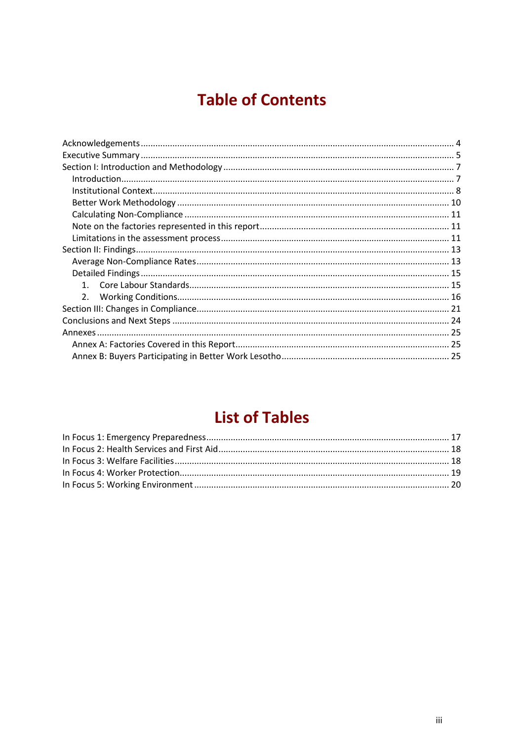# Table of Contents

Acknowledgements ... 4
Executive Summary ... 5
Section I: Introduction and Methodology ... 7
- Introduction ... 7
- Institutional Context ... 8
- Better Work Methodology ... 10
- Calculating Non-Compliance ... 11
- Note on the factories represented in this report ... 11
- Limitations in the assessment process ... 11

Section II: Findings ... 13
- Average Non-Compliance Rates ... 13
- Detailed Findings ... 15
    1. Core Labour Standards ... 15
    2. Working Conditions ... 16

Section III: Changes in Compliance ... 21
Conclusions and Next Steps ... 24
Annexes ... 25
- Annex A: Factories Covered in this Report ... 25
- Annex B: Buyers Participating in Better Work Lesotho ... 25

# List of Tables

In Focus 1: Emergency Preparedness ... 17
In Focus 2: Health Services and First Aid ... 18
In Focus 3: Welfare Facilities ... 18
In Focus 4: Worker Protection ... 19
In Focus 5: Working Environment ... 20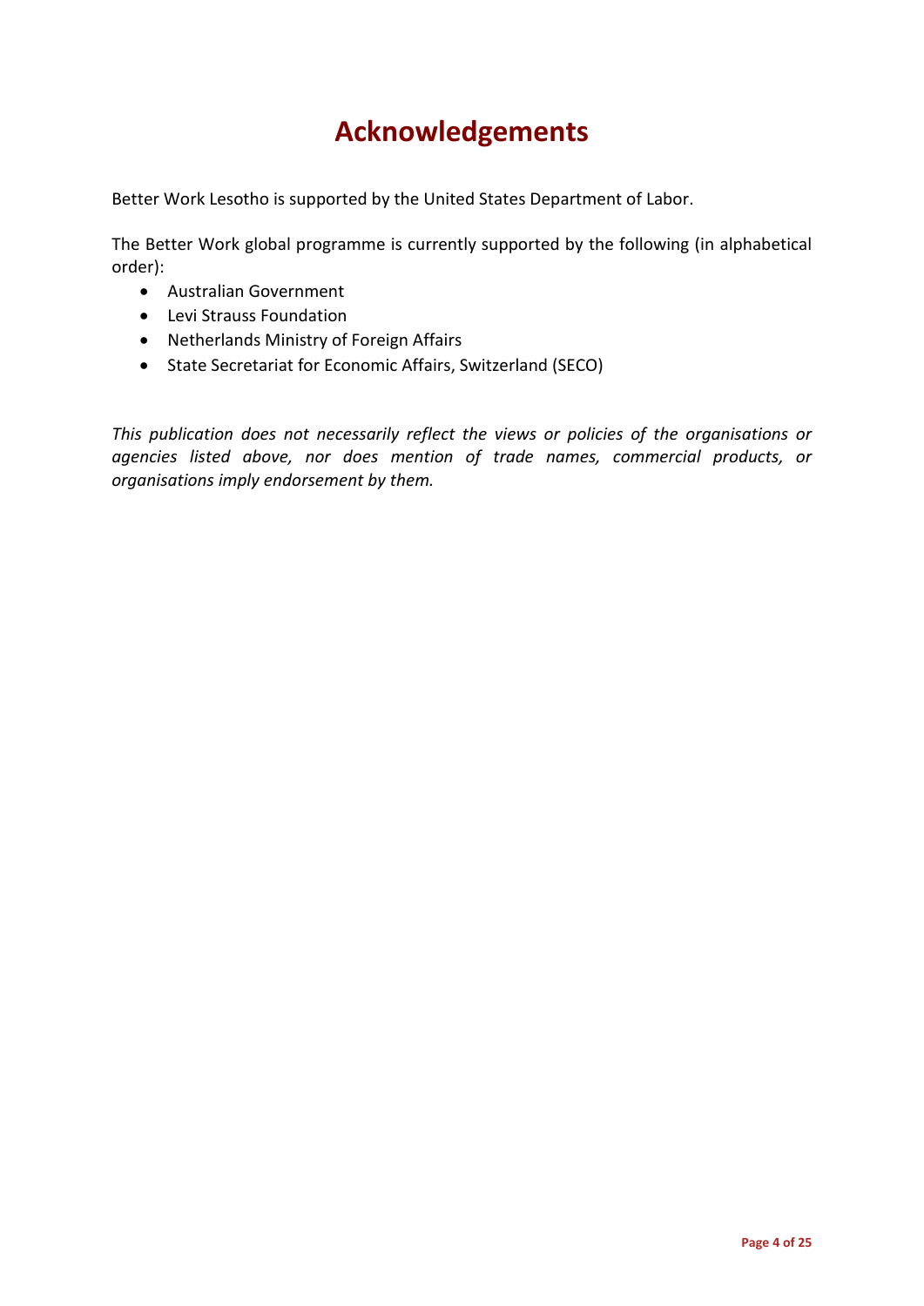# Acknowledgements

Better Work Lesotho is supported by the United States Department of Labor.

The Better Work global programme is currently supported by the following (in alphabetical order):

- Australian Government
- Levi Strauss Foundation
- Netherlands Ministry of Foreign Affairs
- State Secretariat for Economic Affairs, Switzerland (SECO)

*This publication does not necessarily reflect the views or policies of the organisations or agencies listed above, nor does mention of trade names, commercial products, or organisations imply endorsement by them.*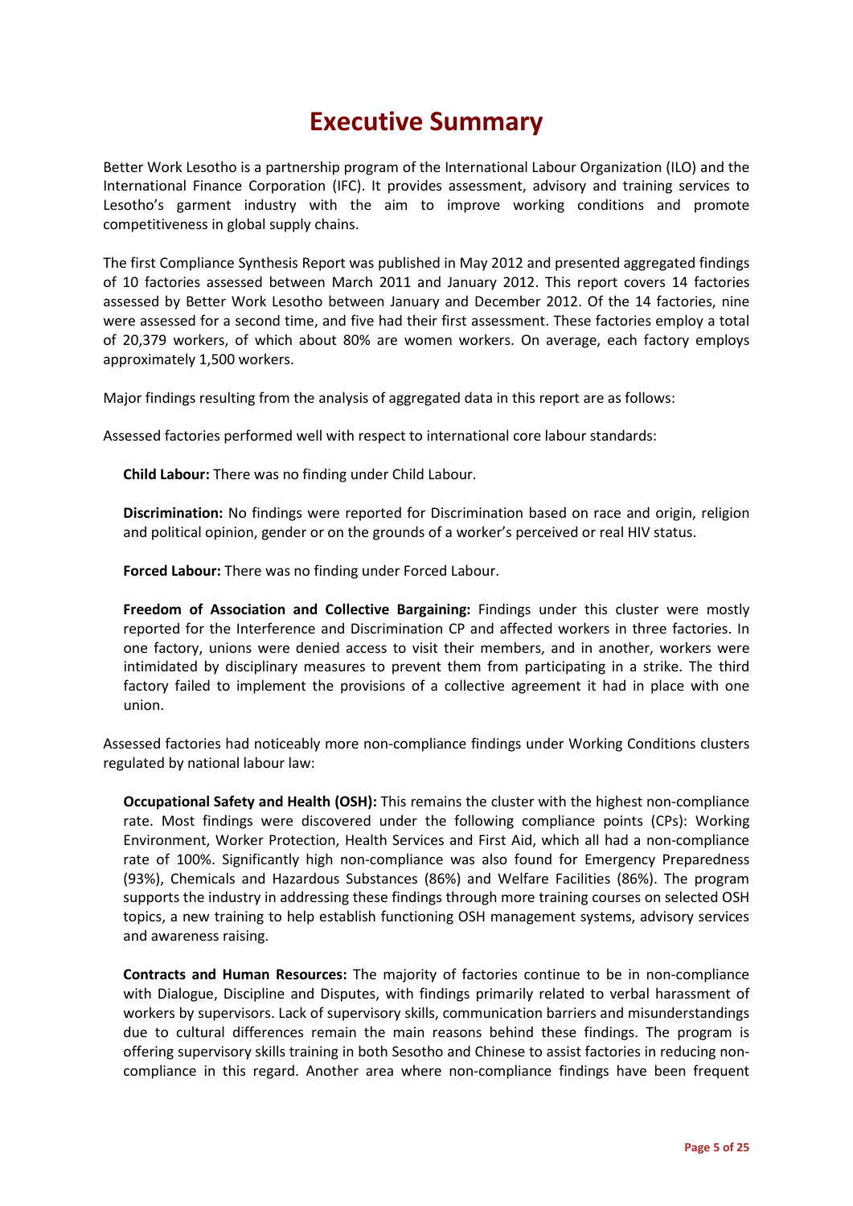# Executive Summary

Better Work Lesotho is a partnership program of the International Labour Organization (ILO) and the International Finance Corporation (IFC). It provides assessment, advisory and training services to Lesotho's garment industry with the aim to improve working conditions and promote competitiveness in global supply chains.

The first Compliance Synthesis Report was published in May 2012 and presented aggregated findings of 10 factories assessed between March 2011 and January 2012. This report covers 14 factories assessed by Better Work Lesotho between January and December 2012. Of the 14 factories, nine were assessed for a second time, and five had their first assessment. These factories employ a total of 20,379 workers, of which about 80% are women workers. On average, each factory employs approximately 1,500 workers.

Major findings resulting from the analysis of aggregated data in this report are as follows:

Assessed factories performed well with respect to international core labour standards:

**Child Labour:** There was no finding under Child Labour.

**Discrimination:** No findings were reported for Discrimination based on race and origin, religion and political opinion, gender or on the grounds of a worker's perceived or real HIV status.

**Forced Labour:** There was no finding under Forced Labour.

**Freedom of Association and Collective Bargaining:** Findings under this cluster were mostly reported for the Interference and Discrimination CP and affected workers in three factories. In one factory, unions were denied access to visit their members, and in another, workers were intimidated by disciplinary measures to prevent them from participating in a strike. The third factory failed to implement the provisions of a collective agreement it had in place with one union.

Assessed factories had noticeably more non-compliance findings under Working Conditions clusters regulated by national labour law:

**Occupational Safety and Health (OSH):** This remains the cluster with the highest non-compliance rate. Most findings were discovered under the following compliance points (CPs): Working Environment, Worker Protection, Health Services and First Aid, which all had a non-compliance rate of 100%. Significantly high non-compliance was also found for Emergency Preparedness (93%), Chemicals and Hazardous Substances (86%) and Welfare Facilities (86%). The program supports the industry in addressing these findings through more training courses on selected OSH topics, a new training to help establish functioning OSH management systems, advisory services and awareness raising.

**Contracts and Human Resources:** The majority of factories continue to be in non-compliance with Dialogue, Discipline and Disputes, with findings primarily related to verbal harassment of workers by supervisors. Lack of supervisory skills, communication barriers and misunderstandings due to cultural differences remain the main reasons behind these findings. The program is offering supervisory skills training in both Sesotho and Chinese to assist factories in reducing non-compliance in this regard. Another area where non-compliance findings have been frequent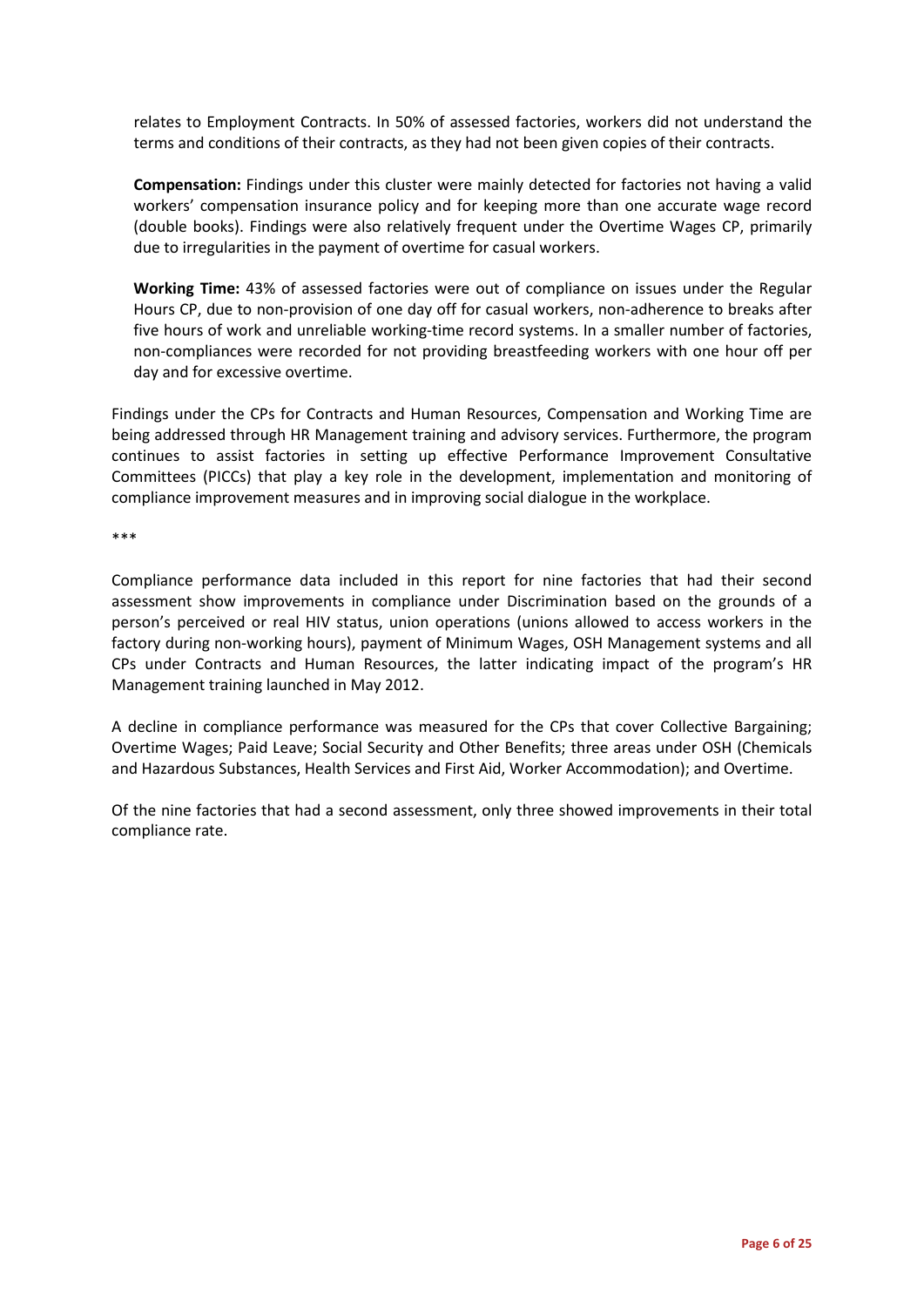relates to Employment Contracts. In 50% of assessed factories, workers did not understand the terms and conditions of their contracts, as they had not been given copies of their contracts.

**Compensation:** Findings under this cluster were mainly detected for factories not having a valid workers' compensation insurance policy and for keeping more than one accurate wage record (double books). Findings were also relatively frequent under the Overtime Wages CP, primarily due to irregularities in the payment of overtime for casual workers.

**Working Time:** 43% of assessed factories were out of compliance on issues under the Regular Hours CP, due to non-provision of one day off for casual workers, non-adherence to breaks after five hours of work and unreliable working-time record systems. In a smaller number of factories, non-compliances were recorded for not providing breastfeeding workers with one hour off per day and for excessive overtime.

Findings under the CPs for Contracts and Human Resources, Compensation and Working Time are being addressed through HR Management training and advisory services. Furthermore, the program continues to assist factories in setting up effective Performance Improvement Consultative Committees (PICCs) that play a key role in the development, implementation and monitoring of compliance improvement measures and in improving social dialogue in the workplace.

***

Compliance performance data included in this report for nine factories that had their second assessment show improvements in compliance under Discrimination based on the grounds of a person's perceived or real HIV status, union operations (unions allowed to access workers in the factory during non-working hours), payment of Minimum Wages, OSH Management systems and all CPs under Contracts and Human Resources, the latter indicating impact of the program's HR Management training launched in May 2012.

A decline in compliance performance was measured for the CPs that cover Collective Bargaining; Overtime Wages; Paid Leave; Social Security and Other Benefits; three areas under OSH (Chemicals and Hazardous Substances, Health Services and First Aid, Worker Accommodation); and Overtime.

Of the nine factories that had a second assessment, only three showed improvements in their total compliance rate.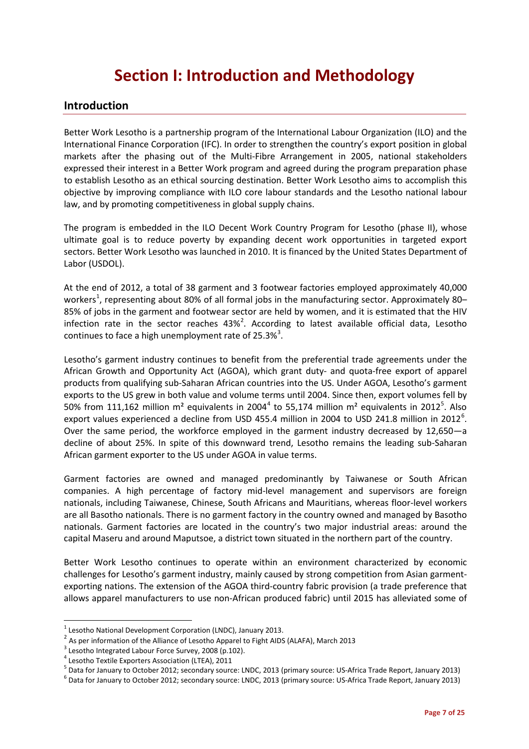# Section I: Introduction and Methodology

## Introduction

Better Work Lesotho is a partnership program of the International Labour Organization (ILO) and the International Finance Corporation (IFC). In order to strengthen the country's export position in global markets after the phasing out of the Multi-Fibre Arrangement in 2005, national stakeholders expressed their interest in a Better Work program and agreed during the program preparation phase to establish Lesotho as an ethical sourcing destination. Better Work Lesotho aims to accomplish this objective by improving compliance with ILO core labour standards and the Lesotho national labour law, and by promoting competitiveness in global supply chains.

The program is embedded in the ILO Decent Work Country Program for Lesotho (phase II), whose ultimate goal is to reduce poverty by expanding decent work opportunities in targeted export sectors. Better Work Lesotho was launched in 2010. It is financed by the United States Department of Labor (USDOL).

At the end of 2012, a total of 38 garment and 3 footwear factories employed approximately 40,000 workers[1], representing about 80% of all formal jobs in the manufacturing sector. Approximately 80–85% of jobs in the garment and footwear sector are held by women, and it is estimated that the HIV infection rate in the sector reaches 43%[2]. According to latest available official data, Lesotho continues to face a high unemployment rate of 25.3%[3].

Lesotho's garment industry continues to benefit from the preferential trade agreements under the African Growth and Opportunity Act (AGOA), which grant duty- and quota-free export of apparel products from qualifying sub-Saharan African countries into the US. Under AGOA, Lesotho's garment exports to the US grew in both value and volume terms until 2004. Since then, export volumes fell by 50% from 111,162 million m² equivalents in 2004[4] to 55,174 million m² equivalents in 2012[5]. Also export values experienced a decline from USD 455.4 million in 2004 to USD 241.8 million in 2012[6]. Over the same period, the workforce employed in the garment industry decreased by 12,650—a decline of about 25%. In spite of this downward trend, Lesotho remains the leading sub-Saharan African garment exporter to the US under AGOA in value terms.

Garment factories are owned and managed predominantly by Taiwanese or South African companies. A high percentage of factory mid-level management and supervisors are foreign nationals, including Taiwanese, Chinese, South Africans and Mauritians, whereas floor-level workers are all Basotho nationals. There is no garment factory in the country owned and managed by Basotho nationals. Garment factories are located in the country's two major industrial areas: around the capital Maseru and around Maputsoe, a district town situated in the northern part of the country.

Better Work Lesotho continues to operate within an environment characterized by economic challenges for Lesotho's garment industry, mainly caused by strong competition from Asian garment-exporting nations. The extension of the AGOA third-country fabric provision (a trade preference that allows apparel manufacturers to use non-African produced fabric) until 2015 has alleviated some of

---

[1] Lesotho National Development Corporation (LNDC), January 2013.

[2] As per information of the Alliance of Lesotho Apparel to Fight AIDS (ALAFA), March 2013

[3] Lesotho Integrated Labour Force Survey, 2008 (p.102).

[4] Lesotho Textile Exporters Association (LTEA), 2011

[5] Data for January to October 2012; secondary source: LNDC, 2013 (primary source: US-Africa Trade Report, January 2013)

[6] Data for January to October 2012; secondary source: LNDC, 2013 (primary source: US-Africa Trade Report, January 2013)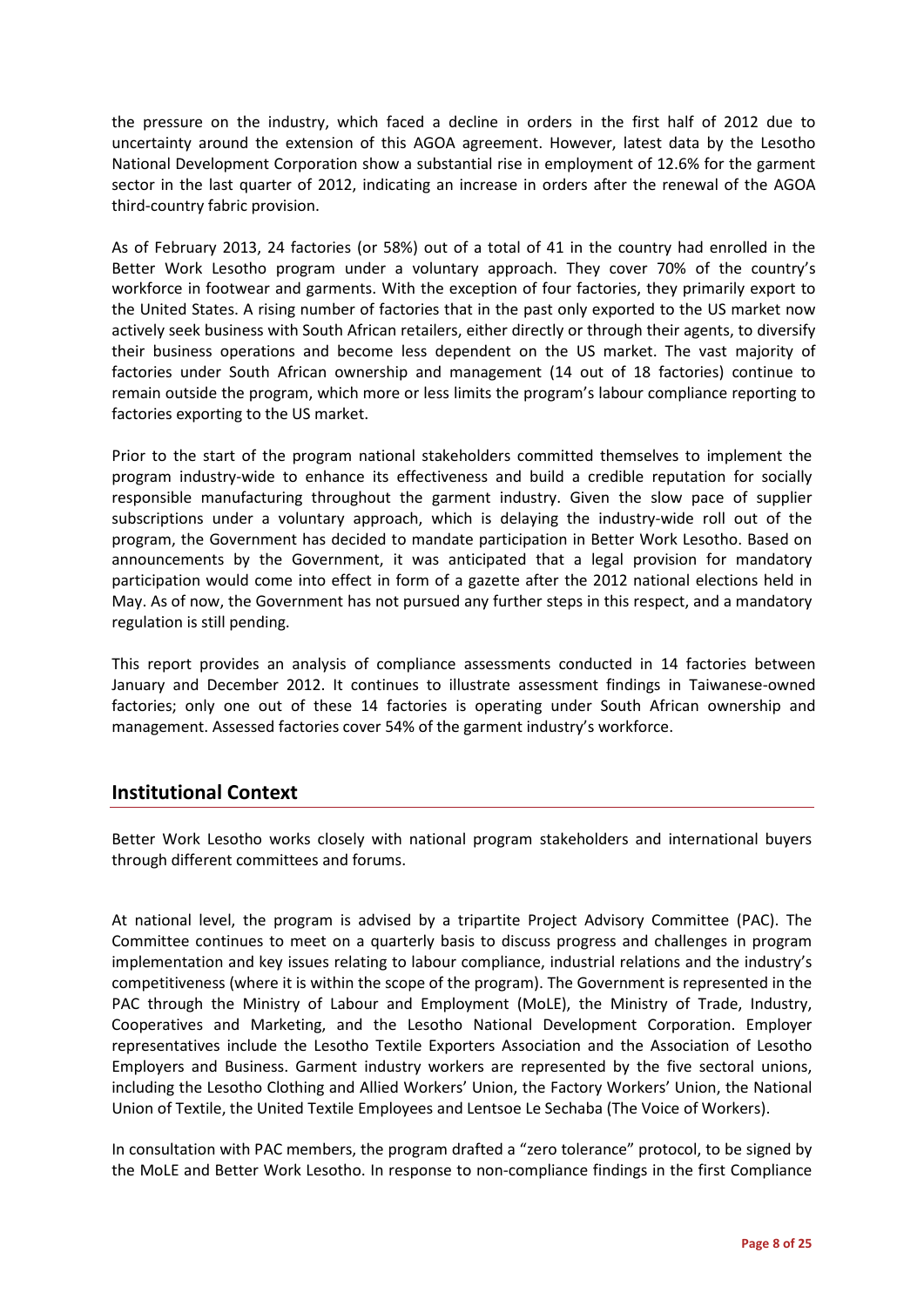the pressure on the industry, which faced a decline in orders in the first half of 2012 due to uncertainty around the extension of this AGOA agreement. However, latest data by the Lesotho National Development Corporation show a substantial rise in employment of 12.6% for the garment sector in the last quarter of 2012, indicating an increase in orders after the renewal of the AGOA third-country fabric provision.

As of February 2013, 24 factories (or 58%) out of a total of 41 in the country had enrolled in the Better Work Lesotho program under a voluntary approach. They cover 70% of the country's workforce in footwear and garments. With the exception of four factories, they primarily export to the United States. A rising number of factories that in the past only exported to the US market now actively seek business with South African retailers, either directly or through their agents, to diversify their business operations and become less dependent on the US market. The vast majority of factories under South African ownership and management (14 out of 18 factories) continue to remain outside the program, which more or less limits the program's labour compliance reporting to factories exporting to the US market.

Prior to the start of the program national stakeholders committed themselves to implement the program industry-wide to enhance its effectiveness and build a credible reputation for socially responsible manufacturing throughout the garment industry. Given the slow pace of supplier subscriptions under a voluntary approach, which is delaying the industry-wide roll out of the program, the Government has decided to mandate participation in Better Work Lesotho. Based on announcements by the Government, it was anticipated that a legal provision for mandatory participation would come into effect in form of a gazette after the 2012 national elections held in May. As of now, the Government has not pursued any further steps in this respect, and a mandatory regulation is still pending.

This report provides an analysis of compliance assessments conducted in 14 factories between January and December 2012. It continues to illustrate assessment findings in Taiwanese-owned factories; only one out of these 14 factories is operating under South African ownership and management. Assessed factories cover 54% of the garment industry's workforce.

## Institutional Context

Better Work Lesotho works closely with national program stakeholders and international buyers through different committees and forums.

At national level, the program is advised by a tripartite Project Advisory Committee (PAC). The Committee continues to meet on a quarterly basis to discuss progress and challenges in program implementation and key issues relating to labour compliance, industrial relations and the industry's competitiveness (where it is within the scope of the program). The Government is represented in the PAC through the Ministry of Labour and Employment (MoLE), the Ministry of Trade, Industry, Cooperatives and Marketing, and the Lesotho National Development Corporation. Employer representatives include the Lesotho Textile Exporters Association and the Association of Lesotho Employers and Business. Garment industry workers are represented by the five sectoral unions, including the Lesotho Clothing and Allied Workers' Union, the Factory Workers' Union, the National Union of Textile, the United Textile Employees and Lentsoe Le Sechaba (The Voice of Workers).

In consultation with PAC members, the program drafted a "zero tolerance" protocol, to be signed by the MoLE and Better Work Lesotho. In response to non-compliance findings in the first Compliance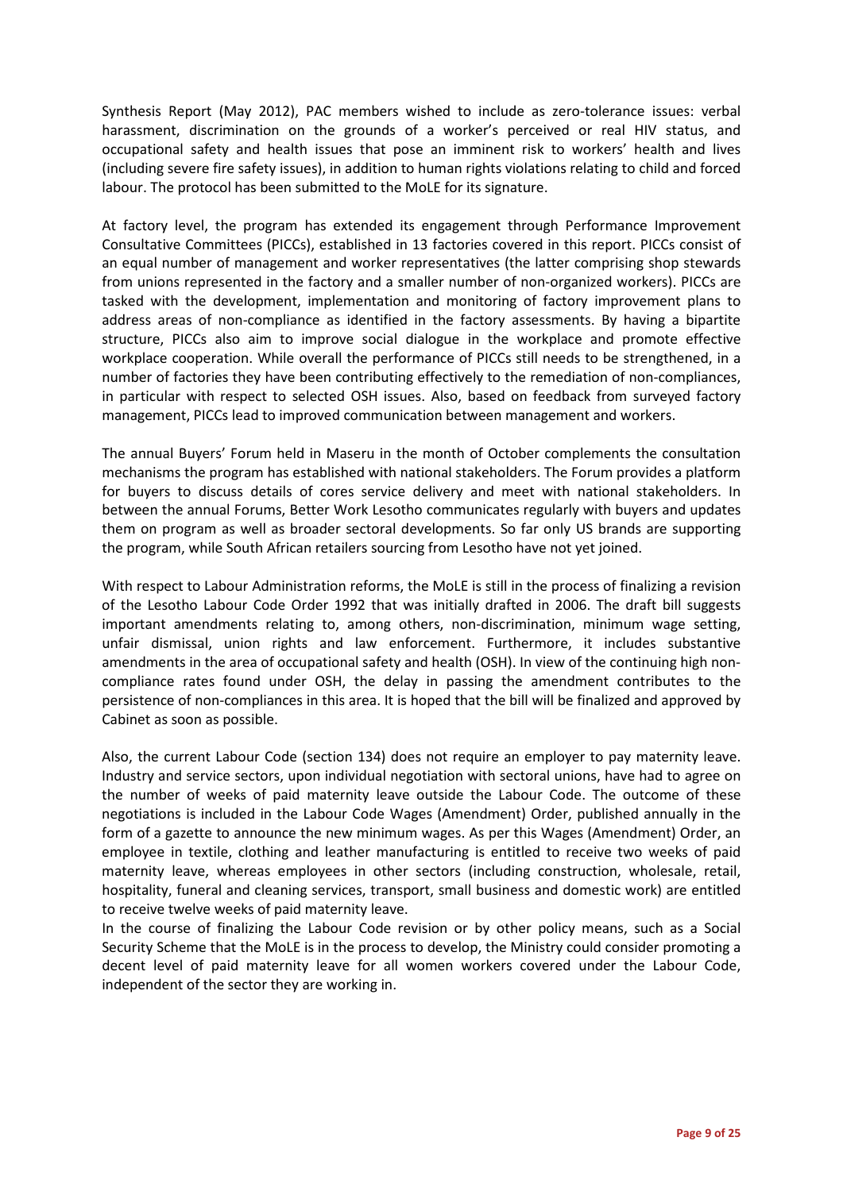Synthesis Report (May 2012), PAC members wished to include as zero-tolerance issues: verbal harassment, discrimination on the grounds of a worker's perceived or real HIV status, and occupational safety and health issues that pose an imminent risk to workers' health and lives (including severe fire safety issues), in addition to human rights violations relating to child and forced labour. The protocol has been submitted to the MoLE for its signature.

At factory level, the program has extended its engagement through Performance Improvement Consultative Committees (PICCs), established in 13 factories covered in this report. PICCs consist of an equal number of management and worker representatives (the latter comprising shop stewards from unions represented in the factory and a smaller number of non-organized workers). PICCs are tasked with the development, implementation and monitoring of factory improvement plans to address areas of non-compliance as identified in the factory assessments. By having a bipartite structure, PICCs also aim to improve social dialogue in the workplace and promote effective workplace cooperation. While overall the performance of PICCs still needs to be strengthened, in a number of factories they have been contributing effectively to the remediation of non-compliances, in particular with respect to selected OSH issues. Also, based on feedback from surveyed factory management, PICCs lead to improved communication between management and workers.

The annual Buyers' Forum held in Maseru in the month of October complements the consultation mechanisms the program has established with national stakeholders. The Forum provides a platform for buyers to discuss details of cores service delivery and meet with national stakeholders. In between the annual Forums, Better Work Lesotho communicates regularly with buyers and updates them on program as well as broader sectoral developments. So far only US brands are supporting the program, while South African retailers sourcing from Lesotho have not yet joined.

With respect to Labour Administration reforms, the MoLE is still in the process of finalizing a revision of the Lesotho Labour Code Order 1992 that was initially drafted in 2006. The draft bill suggests important amendments relating to, among others, non-discrimination, minimum wage setting, unfair dismissal, union rights and law enforcement. Furthermore, it includes substantive amendments in the area of occupational safety and health (OSH). In view of the continuing high non-compliance rates found under OSH, the delay in passing the amendment contributes to the persistence of non-compliances in this area. It is hoped that the bill will be finalized and approved by Cabinet as soon as possible.

Also, the current Labour Code (section 134) does not require an employer to pay maternity leave. Industry and service sectors, upon individual negotiation with sectoral unions, have had to agree on the number of weeks of paid maternity leave outside the Labour Code. The outcome of these negotiations is included in the Labour Code Wages (Amendment) Order, published annually in the form of a gazette to announce the new minimum wages. As per this Wages (Amendment) Order, an employee in textile, clothing and leather manufacturing is entitled to receive two weeks of paid maternity leave, whereas employees in other sectors (including construction, wholesale, retail, hospitality, funeral and cleaning services, transport, small business and domestic work) are entitled to receive twelve weeks of paid maternity leave.

In the course of finalizing the Labour Code revision or by other policy means, such as a Social Security Scheme that the MoLE is in the process to develop, the Ministry could consider promoting a decent level of paid maternity leave for all women workers covered under the Labour Code, independent of the sector they are working in.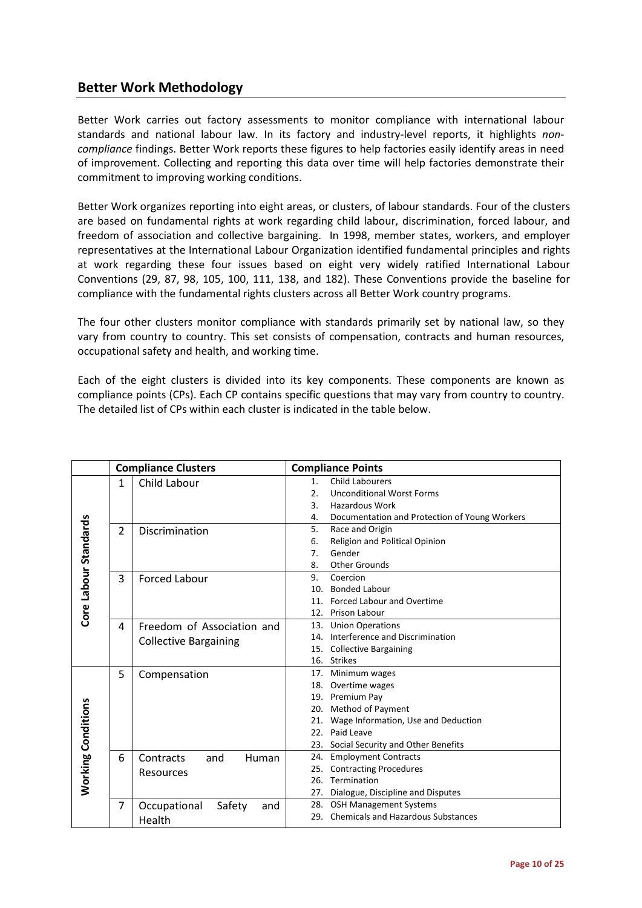## Better Work Methodology

Better Work carries out factory assessments to monitor compliance with international labour standards and national labour law. In its factory and industry-level reports, it highlights *non-compliance* findings. Better Work reports these figures to help factories easily identify areas in need of improvement. Collecting and reporting this data over time will help factories demonstrate their commitment to improving working conditions.

Better Work organizes reporting into eight areas, or clusters, of labour standards. Four of the clusters are based on fundamental rights at work regarding child labour, discrimination, forced labour, and freedom of association and collective bargaining. In 1998, member states, workers, and employer representatives at the International Labour Organization identified fundamental principles and rights at work regarding these four issues based on eight very widely ratified International Labour Conventions (29, 87, 98, 105, 100, 111, 138, and 182). These Conventions provide the baseline for compliance with the fundamental rights clusters across all Better Work country programs.

The four other clusters monitor compliance with standards primarily set by national law, so they vary from country to country. This set consists of compensation, contracts and human resources, occupational safety and health, and working time.

Each of the eight clusters is divided into its key components. These components are known as compliance points (CPs). Each CP contains specific questions that may vary from country to country. The detailed list of CPs within each cluster is indicated in the table below.

| | Compliance Clusters | | Compliance Points |
|---|---|---|---|
| Core Labour Standards | 1 | Child Labour | 1. Child Labourers<br>2. Unconditional Worst Forms<br>3. Hazardous Work<br>4. Documentation and Protection of Young Workers |
| | 2 | Discrimination | 5. Race and Origin<br>6. Religion and Political Opinion<br>7. Gender<br>8. Other Grounds |
| | 3 | Forced Labour | 9. Coercion<br>10. Bonded Labour<br>11. Forced Labour and Overtime<br>12. Prison Labour |
| | 4 | Freedom of Association and Collective Bargaining | 13. Union Operations<br>14. Interference and Discrimination<br>15. Collective Bargaining<br>16. Strikes |
| Working Conditions | 5 | Compensation | 17. Minimum wages<br>18. Overtime wages<br>19. Premium Pay<br>20. Method of Payment<br>21. Wage Information, Use and Deduction<br>22. Paid Leave<br>23. Social Security and Other Benefits |
| | 6 | Contracts and Human Resources | 24. Employment Contracts<br>25. Contracting Procedures<br>26. Termination<br>27. Dialogue, Discipline and Disputes |
| | 7 | Occupational Safety and Health | 28. OSH Management Systems<br>29. Chemicals and Hazardous Substances |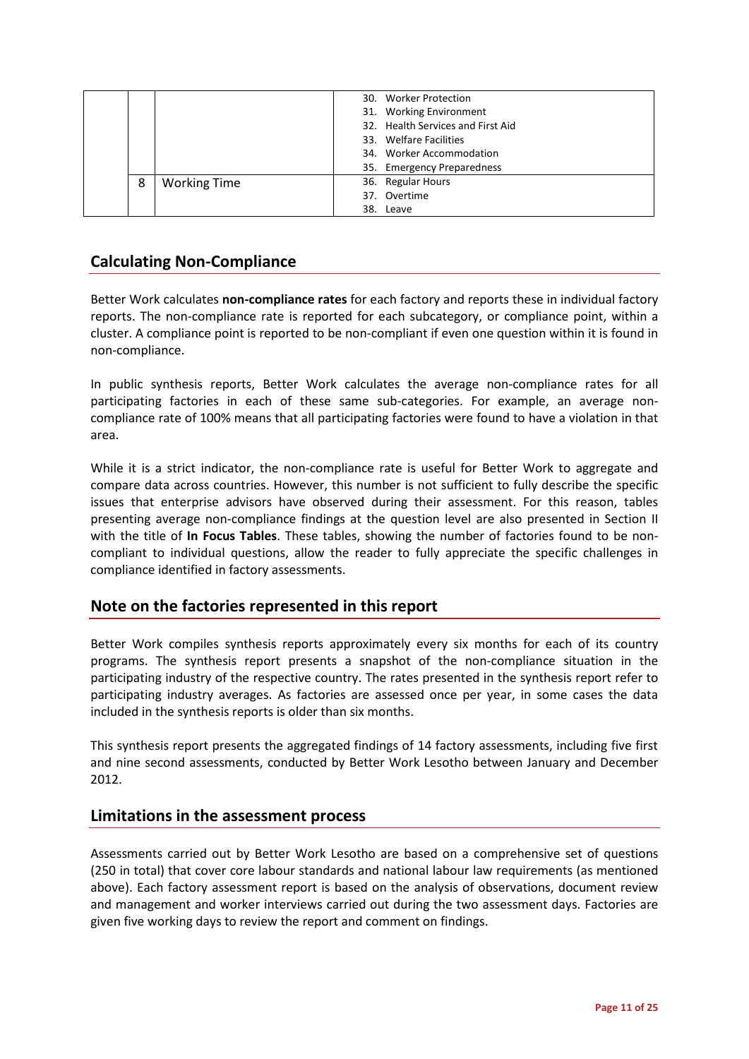| | | | |
|---|---|---|---|
| | | | 30. Worker Protection<br>31. Working Environment<br>32. Health Services and First Aid<br>33. Welfare Facilities<br>34. Worker Accommodation<br>35. Emergency Preparedness |
| | 8 | Working Time | 36. Regular Hours<br>37. Overtime<br>38. Leave |

## Calculating Non-Compliance

Better Work calculates **non-compliance rates** for each factory and reports these in individual factory reports. The non-compliance rate is reported for each subcategory, or compliance point, within a cluster. A compliance point is reported to be non-compliant if even one question within it is found in non-compliance.

In public synthesis reports, Better Work calculates the average non-compliance rates for all participating factories in each of these same sub-categories. For example, an average non-compliance rate of 100% means that all participating factories were found to have a violation in that area.

While it is a strict indicator, the non-compliance rate is useful for Better Work to aggregate and compare data across countries. However, this number is not sufficient to fully describe the specific issues that enterprise advisors have observed during their assessment. For this reason, tables presenting average non-compliance findings at the question level are also presented in Section II with the title of **In Focus Tables**. These tables, showing the number of factories found to be non-compliant to individual questions, allow the reader to fully appreciate the specific challenges in compliance identified in factory assessments.

## Note on the factories represented in this report

Better Work compiles synthesis reports approximately every six months for each of its country programs. The synthesis report presents a snapshot of the non-compliance situation in the participating industry of the respective country. The rates presented in the synthesis report refer to participating industry averages. As factories are assessed once per year, in some cases the data included in the synthesis reports is older than six months.

This synthesis report presents the aggregated findings of 14 factory assessments, including five first and nine second assessments, conducted by Better Work Lesotho between January and December 2012.

## Limitations in the assessment process

Assessments carried out by Better Work Lesotho are based on a comprehensive set of questions (250 in total) that cover core labour standards and national labour law requirements (as mentioned above). Each factory assessment report is based on the analysis of observations, document review and management and worker interviews carried out during the two assessment days. Factories are given five working days to review the report and comment on findings.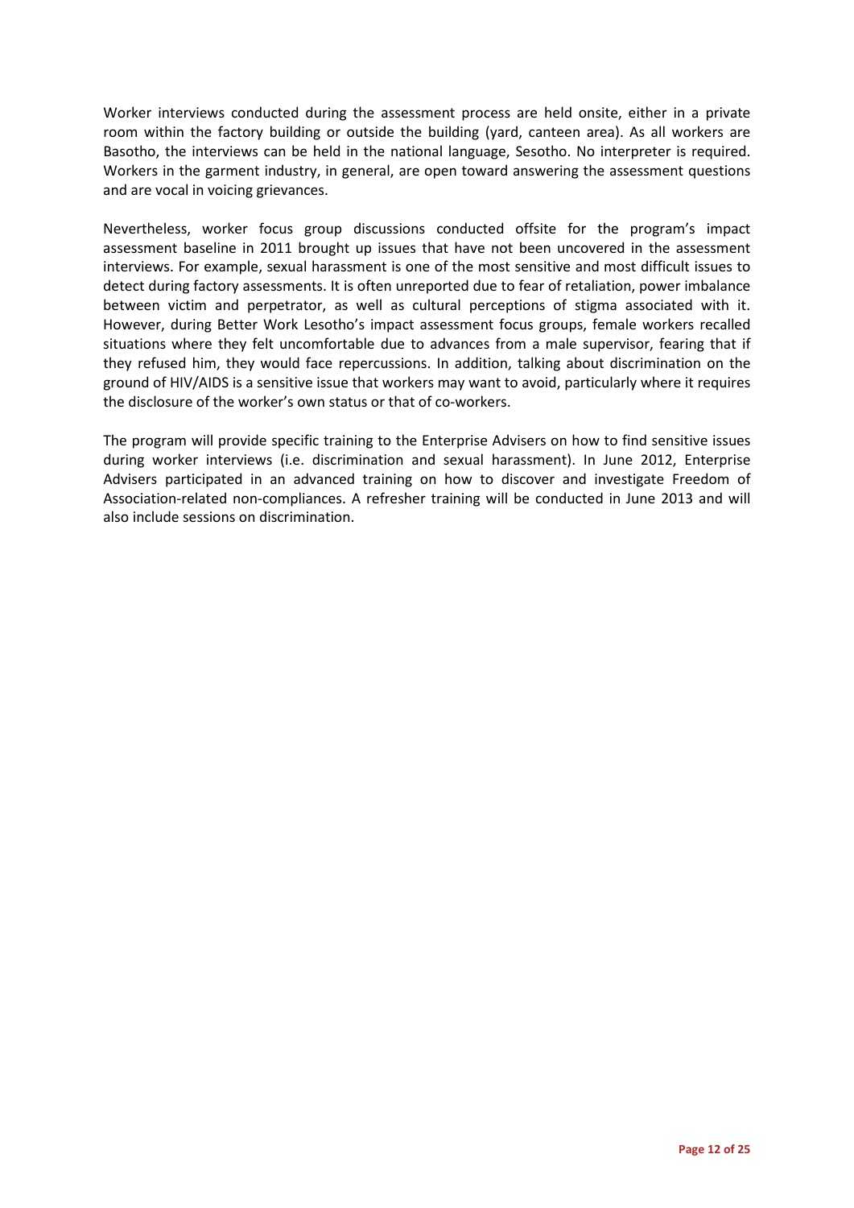Worker interviews conducted during the assessment process are held onsite, either in a private room within the factory building or outside the building (yard, canteen area). As all workers are Basotho, the interviews can be held in the national language, Sesotho. No interpreter is required. Workers in the garment industry, in general, are open toward answering the assessment questions and are vocal in voicing grievances.

Nevertheless, worker focus group discussions conducted offsite for the program's impact assessment baseline in 2011 brought up issues that have not been uncovered in the assessment interviews. For example, sexual harassment is one of the most sensitive and most difficult issues to detect during factory assessments. It is often unreported due to fear of retaliation, power imbalance between victim and perpetrator, as well as cultural perceptions of stigma associated with it. However, during Better Work Lesotho's impact assessment focus groups, female workers recalled situations where they felt uncomfortable due to advances from a male supervisor, fearing that if they refused him, they would face repercussions. In addition, talking about discrimination on the ground of HIV/AIDS is a sensitive issue that workers may want to avoid, particularly where it requires the disclosure of the worker's own status or that of co-workers.

The program will provide specific training to the Enterprise Advisers on how to find sensitive issues during worker interviews (i.e. discrimination and sexual harassment). In June 2012, Enterprise Advisers participated in an advanced training on how to discover and investigate Freedom of Association-related non-compliances. A refresher training will be conducted in June 2013 and will also include sessions on discrimination.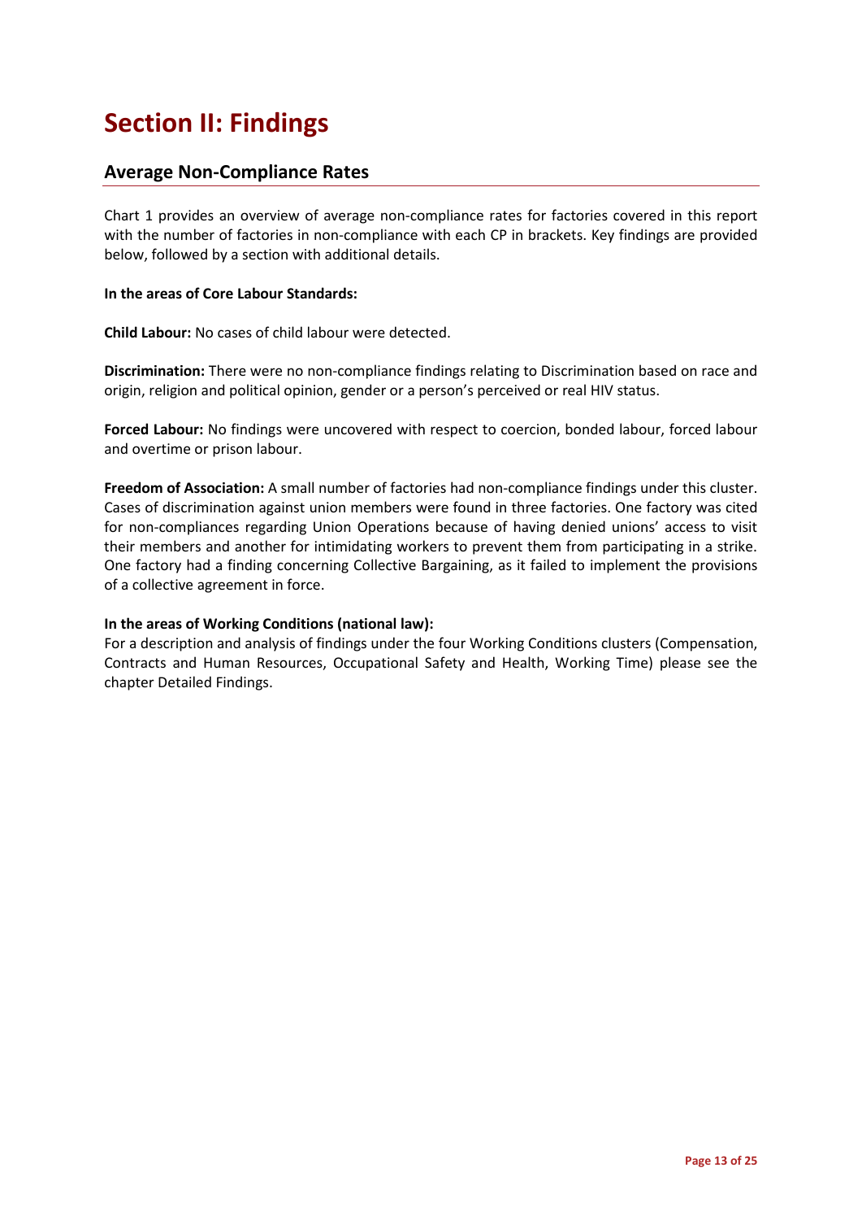# Section II: Findings

## Average Non-Compliance Rates

Chart 1 provides an overview of average non-compliance rates for factories covered in this report with the number of factories in non-compliance with each CP in brackets. Key findings are provided below, followed by a section with additional details.

**In the areas of Core Labour Standards:**

**Child Labour:** No cases of child labour were detected.

**Discrimination:** There were no non-compliance findings relating to Discrimination based on race and origin, religion and political opinion, gender or a person's perceived or real HIV status.

**Forced Labour:** No findings were uncovered with respect to coercion, bonded labour, forced labour and overtime or prison labour.

**Freedom of Association:** A small number of factories had non-compliance findings under this cluster. Cases of discrimination against union members were found in three factories. One factory was cited for non-compliances regarding Union Operations because of having denied unions' access to visit their members and another for intimidating workers to prevent them from participating in a strike. One factory had a finding concerning Collective Bargaining, as it failed to implement the provisions of a collective agreement in force.

**In the areas of Working Conditions (national law):**

For a description and analysis of findings under the four Working Conditions clusters (Compensation, Contracts and Human Resources, Occupational Safety and Health, Working Time) please see the chapter Detailed Findings.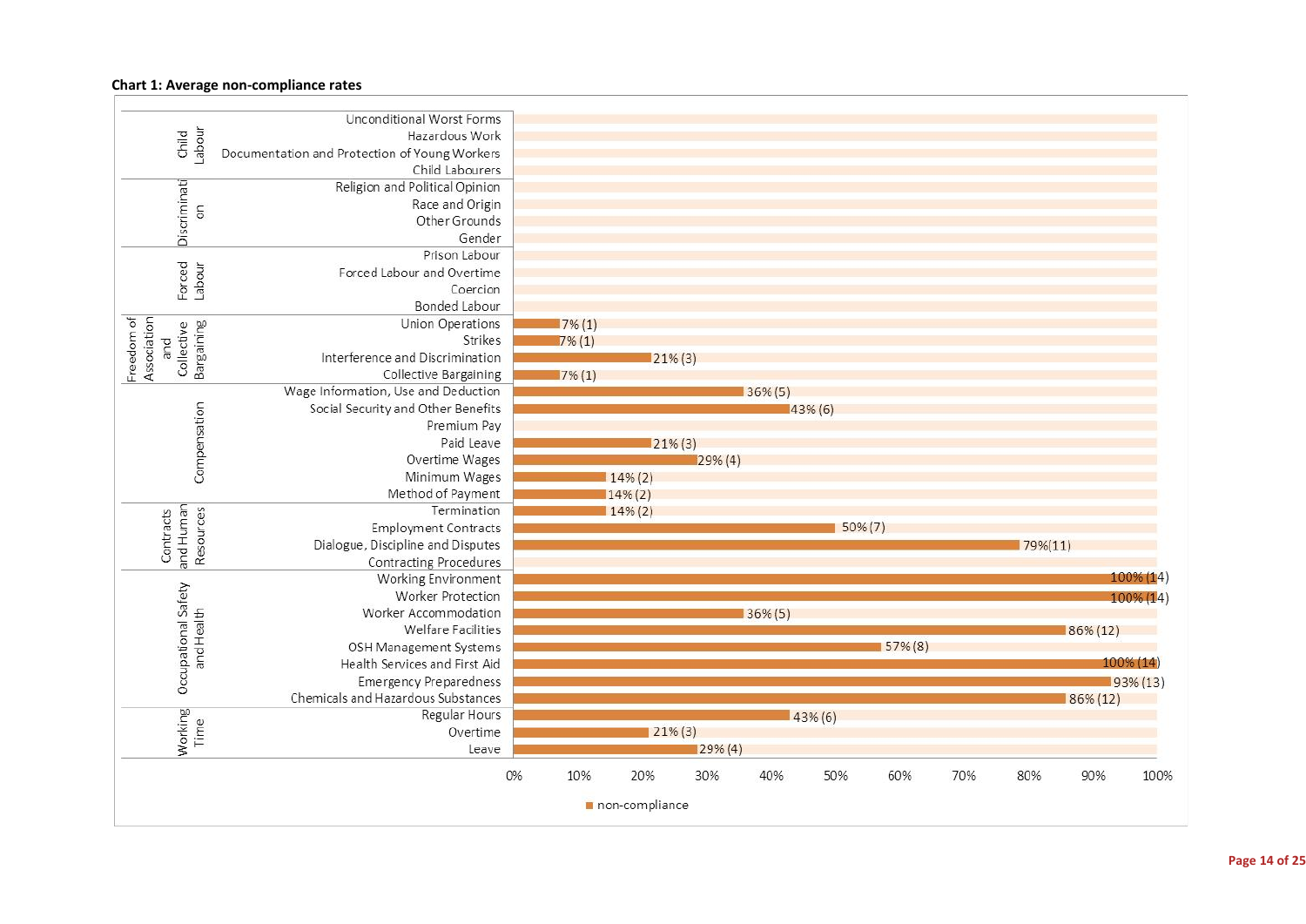**Chart 1: Average non-compliance rates**

| Cluster | Compliance Point | Non-compliance |
|---|---|---|
| Child Labour | Unconditional Worst Forms | |
| | Hazardous Work | |
| | Documentation and Protection of Young Workers | |
| | Child Labourers | |
| Discrimination | Religion and Political Opinion | |
| | Race and Origin | |
| | Other Grounds | |
| | Gender | |
| Forced Labour | Prison Labour | |
| | Forced Labour and Overtime | |
| | Coercion | |
| | Bonded Labour | |
| Freedom of Association and Collective Bargaining | Union Operations | 7% (1) |
| | Strikes | 7% (1) |
| | Interference and Discrimination | 21% (3) |
| | Collective Bargaining | 7% (1) |
| Compensation | Wage Information, Use and Deduction | 36% (5) |
| | Social Security and Other Benefits | 43% (6) |
| | Premium Pay | |
| | Paid Leave | 21% (3) |
| | Overtime Wages | 29% (4) |
| | Minimum Wages | 14% (2) |
| | Method of Payment | 14% (2) |
| Contracts and Human Resources | Termination | 14% (2) |
| | Employment Contracts | 50% (7) |
| | Dialogue, Discipline and Disputes | 79%(11) |
| | Contracting Procedures | |
| Occupational Safety and Health | Working Environment | 100% (14) |
| | Worker Protection | 100% (14) |
| | Worker Accommodation | 36% (5) |
| | Welfare Facilities | 86% (12) |
| | OSH Management Systems | 57% (8) |
| | Health Services and First Aid | 100% (14) |
| | Emergency Preparedness | 93% (13) |
| | Chemicals and Hazardous Substances | 86% (12) |
| Working Time | Regular Hours | 43% (6) |
| | Overtime | 21% (3) |
| | Leave | 29% (4) |

■ non-compliance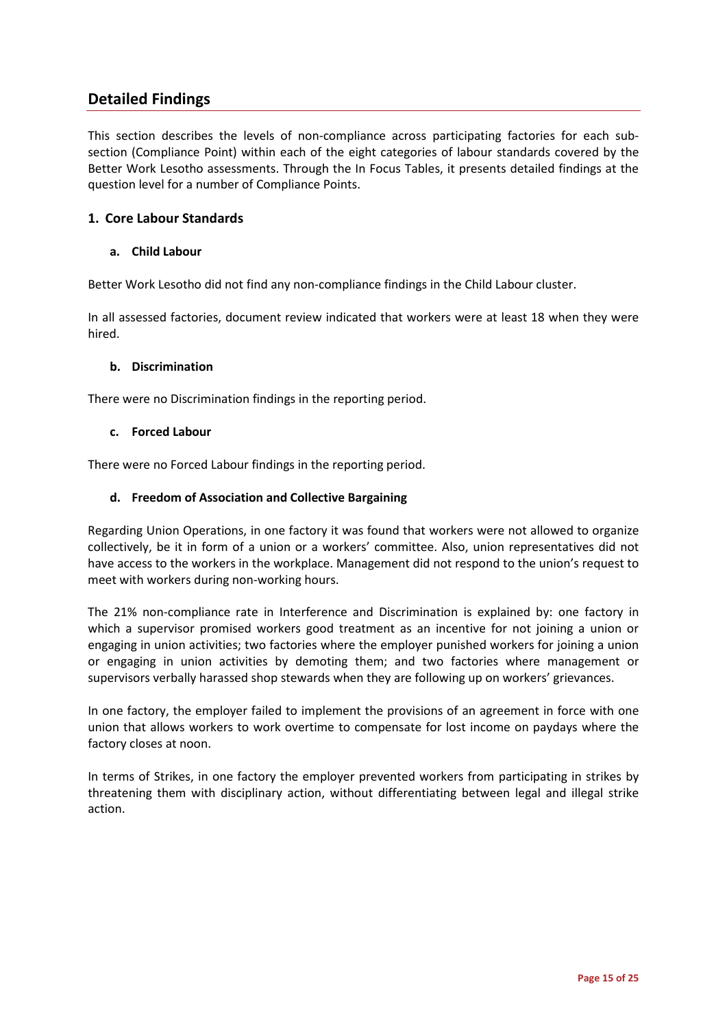## Detailed Findings

This section describes the levels of non-compliance across participating factories for each sub-section (Compliance Point) within each of the eight categories of labour standards covered by the Better Work Lesotho assessments. Through the In Focus Tables, it presents detailed findings at the question level for a number of Compliance Points.

### 1. Core Labour Standards

#### a. Child Labour

Better Work Lesotho did not find any non-compliance findings in the Child Labour cluster.

In all assessed factories, document review indicated that workers were at least 18 when they were hired.

#### b. Discrimination

There were no Discrimination findings in the reporting period.

#### c. Forced Labour

There were no Forced Labour findings in the reporting period.

#### d. Freedom of Association and Collective Bargaining

Regarding Union Operations, in one factory it was found that workers were not allowed to organize collectively, be it in form of a union or a workers' committee. Also, union representatives did not have access to the workers in the workplace. Management did not respond to the union's request to meet with workers during non-working hours.

The 21% non-compliance rate in Interference and Discrimination is explained by: one factory in which a supervisor promised workers good treatment as an incentive for not joining a union or engaging in union activities; two factories where the employer punished workers for joining a union or engaging in union activities by demoting them; and two factories where management or supervisors verbally harassed shop stewards when they are following up on workers' grievances.

In one factory, the employer failed to implement the provisions of an agreement in force with one union that allows workers to work overtime to compensate for lost income on paydays where the factory closes at noon.

In terms of Strikes, in one factory the employer prevented workers from participating in strikes by threatening them with disciplinary action, without differentiating between legal and illegal strike action.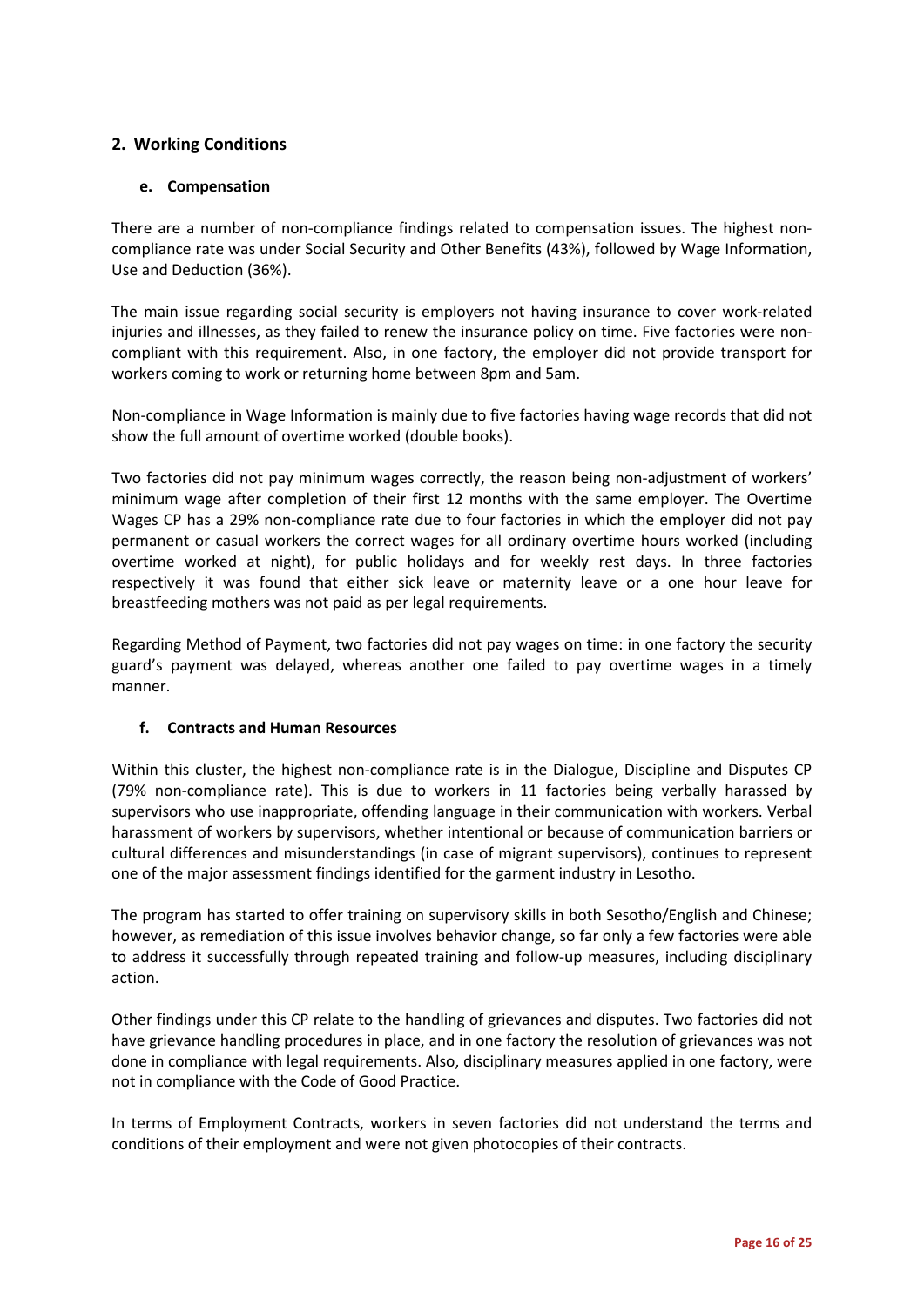## 2. Working Conditions

### e. Compensation

There are a number of non-compliance findings related to compensation issues. The highest non-compliance rate was under Social Security and Other Benefits (43%), followed by Wage Information, Use and Deduction (36%).

The main issue regarding social security is employers not having insurance to cover work-related injuries and illnesses, as they failed to renew the insurance policy on time. Five factories were non-compliant with this requirement. Also, in one factory, the employer did not provide transport for workers coming to work or returning home between 8pm and 5am.

Non-compliance in Wage Information is mainly due to five factories having wage records that did not show the full amount of overtime worked (double books).

Two factories did not pay minimum wages correctly, the reason being non-adjustment of workers' minimum wage after completion of their first 12 months with the same employer. The Overtime Wages CP has a 29% non-compliance rate due to four factories in which the employer did not pay permanent or casual workers the correct wages for all ordinary overtime hours worked (including overtime worked at night), for public holidays and for weekly rest days. In three factories respectively it was found that either sick leave or maternity leave or a one hour leave for breastfeeding mothers was not paid as per legal requirements.

Regarding Method of Payment, two factories did not pay wages on time: in one factory the security guard's payment was delayed, whereas another one failed to pay overtime wages in a timely manner.

### f. Contracts and Human Resources

Within this cluster, the highest non-compliance rate is in the Dialogue, Discipline and Disputes CP (79% non-compliance rate). This is due to workers in 11 factories being verbally harassed by supervisors who use inappropriate, offending language in their communication with workers. Verbal harassment of workers by supervisors, whether intentional or because of communication barriers or cultural differences and misunderstandings (in case of migrant supervisors), continues to represent one of the major assessment findings identified for the garment industry in Lesotho.

The program has started to offer training on supervisory skills in both Sesotho/English and Chinese; however, as remediation of this issue involves behavior change, so far only a few factories were able to address it successfully through repeated training and follow-up measures, including disciplinary action.

Other findings under this CP relate to the handling of grievances and disputes. Two factories did not have grievance handling procedures in place, and in one factory the resolution of grievances was not done in compliance with legal requirements. Also, disciplinary measures applied in one factory, were not in compliance with the Code of Good Practice.

In terms of Employment Contracts, workers in seven factories did not understand the terms and conditions of their employment and were not given photocopies of their contracts.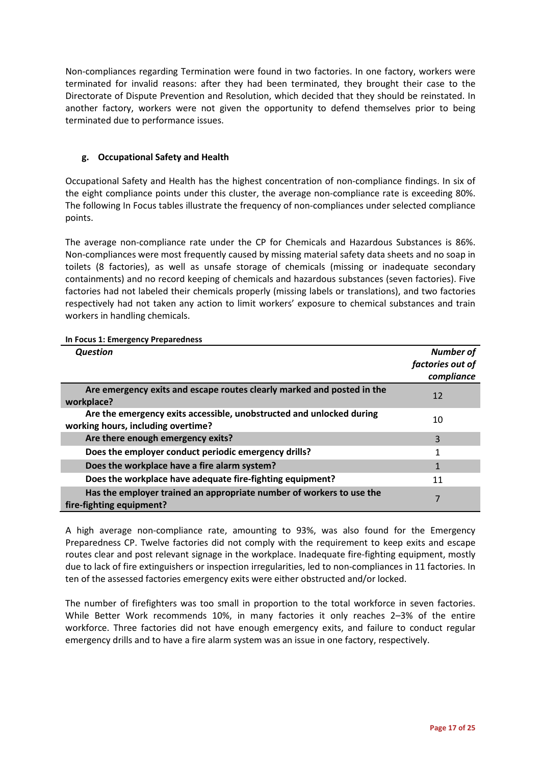Non-compliances regarding Termination were found in two factories. In one factory, workers were terminated for invalid reasons: after they had been terminated, they brought their case to the Directorate of Dispute Prevention and Resolution, which decided that they should be reinstated. In another factory, workers were not given the opportunity to defend themselves prior to being terminated due to performance issues.

### g. Occupational Safety and Health

Occupational Safety and Health has the highest concentration of non-compliance findings. In six of the eight compliance points under this cluster, the average non-compliance rate is exceeding 80%. The following In Focus tables illustrate the frequency of non-compliances under selected compliance points.

The average non-compliance rate under the CP for Chemicals and Hazardous Substances is 86%. Non-compliances were most frequently caused by missing material safety data sheets and no soap in toilets (8 factories), as well as unsafe storage of chemicals (missing or inadequate secondary containments) and no record keeping of chemicals and hazardous substances (seven factories). Five factories had not labeled their chemicals properly (missing labels or translations), and two factories respectively had not taken any action to limit workers' exposure to chemical substances and train workers in handling chemicals.

**In Focus 1: Emergency Preparedness**

| *Question* | *Number of factories out of compliance* |
|---|---|
| **Are emergency exits and escape routes clearly marked and posted in the workplace?** | 12 |
| **Are the emergency exits accessible, unobstructed and unlocked during working hours, including overtime?** | 10 |
| **Are there enough emergency exits?** | 3 |
| **Does the employer conduct periodic emergency drills?** | 1 |
| **Does the workplace have a fire alarm system?** | 1 |
| **Does the workplace have adequate fire-fighting equipment?** | 11 |
| **Has the employer trained an appropriate number of workers to use the fire-fighting equipment?** | 7 |

A high average non-compliance rate, amounting to 93%, was also found for the Emergency Preparedness CP. Twelve factories did not comply with the requirement to keep exits and escape routes clear and post relevant signage in the workplace. Inadequate fire-fighting equipment, mostly due to lack of fire extinguishers or inspection irregularities, led to non-compliances in 11 factories. In ten of the assessed factories emergency exits were either obstructed and/or locked.

The number of firefighters was too small in proportion to the total workforce in seven factories. While Better Work recommends 10%, in many factories it only reaches 2–3% of the entire workforce. Three factories did not have enough emergency exits, and failure to conduct regular emergency drills and to have a fire alarm system was an issue in one factory, respectively.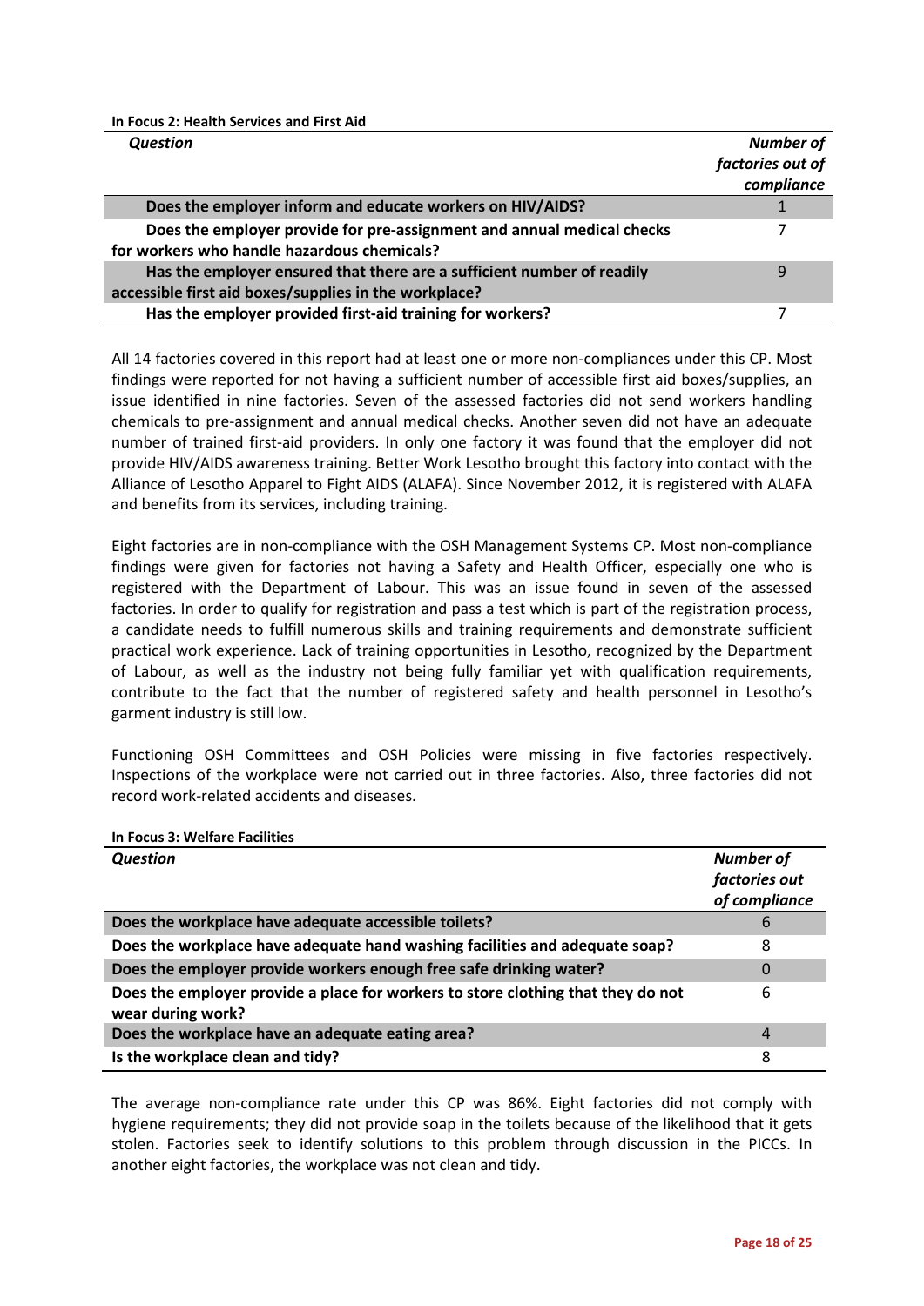**In Focus 2: Health Services and First Aid**

| *Question* | *Number of factories out of compliance* |
|---|---|
| **Does the employer inform and educate workers on HIV/AIDS?** | 1 |
| **Does the employer provide for pre-assignment and annual medical checks for workers who handle hazardous chemicals?** | 7 |
| **Has the employer ensured that there are a sufficient number of readily accessible first aid boxes/supplies in the workplace?** | 9 |
| **Has the employer provided first-aid training for workers?** | 7 |

All 14 factories covered in this report had at least one or more non-compliances under this CP. Most findings were reported for not having a sufficient number of accessible first aid boxes/supplies, an issue identified in nine factories. Seven of the assessed factories did not send workers handling chemicals to pre-assignment and annual medical checks. Another seven did not have an adequate number of trained first-aid providers. In only one factory it was found that the employer did not provide HIV/AIDS awareness training. Better Work Lesotho brought this factory into contact with the Alliance of Lesotho Apparel to Fight AIDS (ALAFA). Since November 2012, it is registered with ALAFA and benefits from its services, including training.

Eight factories are in non-compliance with the OSH Management Systems CP. Most non-compliance findings were given for factories not having a Safety and Health Officer, especially one who is registered with the Department of Labour. This was an issue found in seven of the assessed factories. In order to qualify for registration and pass a test which is part of the registration process, a candidate needs to fulfill numerous skills and training requirements and demonstrate sufficient practical work experience. Lack of training opportunities in Lesotho, recognized by the Department of Labour, as well as the industry not being fully familiar yet with qualification requirements, contribute to the fact that the number of registered safety and health personnel in Lesotho's garment industry is still low.

Functioning OSH Committees and OSH Policies were missing in five factories respectively. Inspections of the workplace were not carried out in three factories. Also, three factories did not record work-related accidents and diseases.

**In Focus 3: Welfare Facilities**

| *Question* | *Number of factories out of compliance* |
|---|---|
| **Does the workplace have adequate accessible toilets?** | 6 |
| **Does the workplace have adequate hand washing facilities and adequate soap?** | 8 |
| **Does the employer provide workers enough free safe drinking water?** | 0 |
| **Does the employer provide a place for workers to store clothing that they do not wear during work?** | 6 |
| **Does the workplace have an adequate eating area?** | 4 |
| **Is the workplace clean and tidy?** | 8 |

The average non-compliance rate under this CP was 86%. Eight factories did not comply with hygiene requirements; they did not provide soap in the toilets because of the likelihood that it gets stolen. Factories seek to identify solutions to this problem through discussion in the PICCs. In another eight factories, the workplace was not clean and tidy.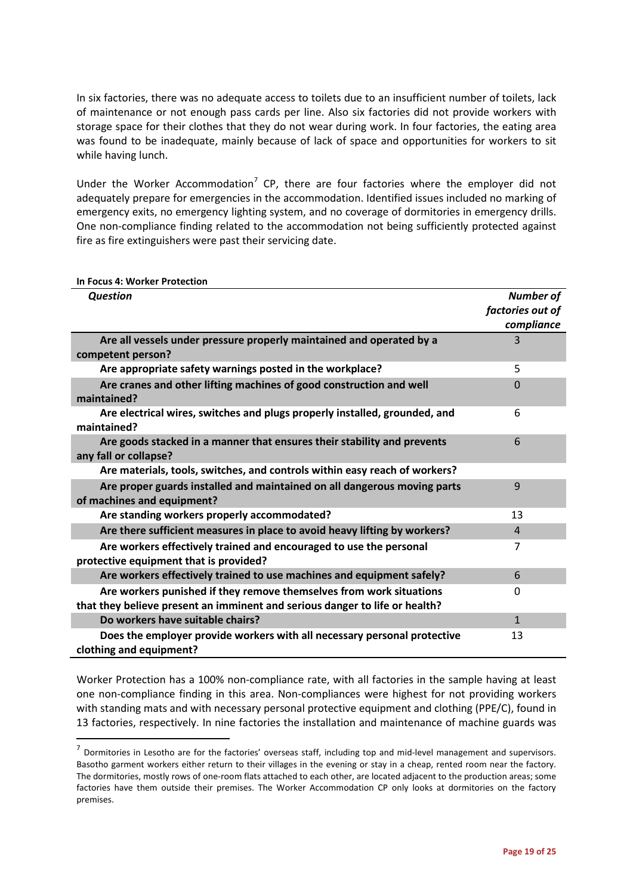In six factories, there was no adequate access to toilets due to an insufficient number of toilets, lack of maintenance or not enough pass cards per line. Also six factories did not provide workers with storage space for their clothes that they do not wear during work. In four factories, the eating area was found to be inadequate, mainly because of lack of space and opportunities for workers to sit while having lunch.

Under the Worker Accommodation[7] CP, there are four factories where the employer did not adequately prepare for emergencies in the accommodation. Identified issues included no marking of emergency exits, no emergency lighting system, and no coverage of dormitories in emergency drills. One non-compliance finding related to the accommodation not being sufficiently protected against fire as fire extinguishers were past their servicing date.

**In Focus 4: Worker Protection**

| *Question* | *Number of factories out of compliance* |
|---|---|
| **Are all vessels under pressure properly maintained and operated by a competent person?** | 3 |
| **Are appropriate safety warnings posted in the workplace?** | 5 |
| **Are cranes and other lifting machines of good construction and well maintained?** | 0 |
| **Are electrical wires, switches and plugs properly installed, grounded, and maintained?** | 6 |
| **Are goods stacked in a manner that ensures their stability and prevents any fall or collapse?** | 6 |
| **Are materials, tools, switches, and controls within easy reach of workers?** | |
| **Are proper guards installed and maintained on all dangerous moving parts of machines and equipment?** | 9 |
| **Are standing workers properly accommodated?** | 13 |
| **Are there sufficient measures in place to avoid heavy lifting by workers?** | 4 |
| **Are workers effectively trained and encouraged to use the personal protective equipment that is provided?** | 7 |
| **Are workers effectively trained to use machines and equipment safely?** | 6 |
| **Are workers punished if they remove themselves from work situations that they believe present an imminent and serious danger to life or health?** | 0 |
| **Do workers have suitable chairs?** | 1 |
| **Does the employer provide workers with all necessary personal protective clothing and equipment?** | 13 |

Worker Protection has a 100% non-compliance rate, with all factories in the sample having at least one non-compliance finding in this area. Non-compliances were highest for not providing workers with standing mats and with necessary personal protective equipment and clothing (PPE/C), found in 13 factories, respectively. In nine factories the installation and maintenance of machine guards was

[7] Dormitories in Lesotho are for the factories' overseas staff, including top and mid-level management and supervisors. Basotho garment workers either return to their villages in the evening or stay in a cheap, rented room near the factory. The dormitories, mostly rows of one-room flats attached to each other, are located adjacent to the production areas; some factories have them outside their premises. The Worker Accommodation CP only looks at dormitories on the factory premises.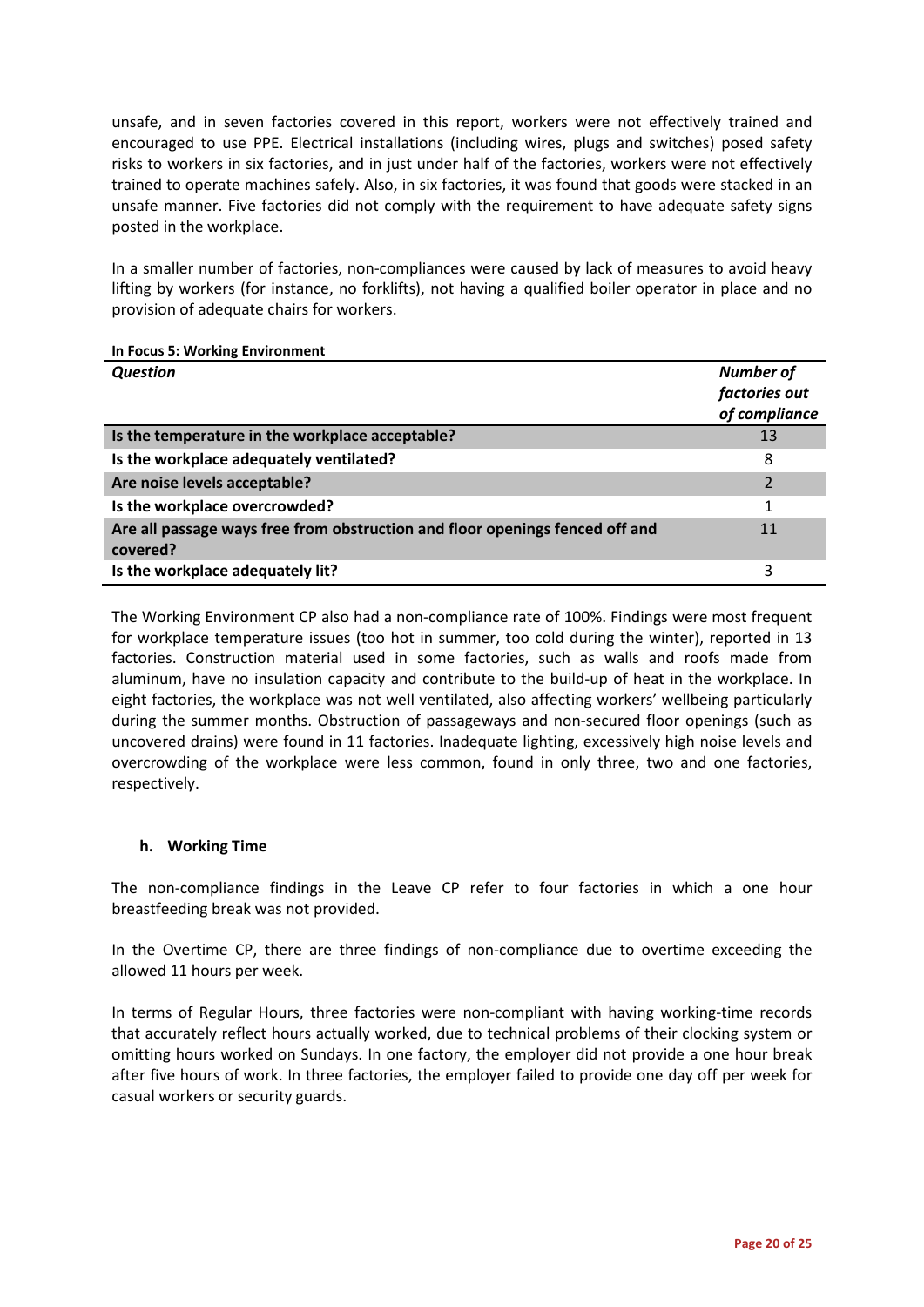unsafe, and in seven factories covered in this report, workers were not effectively trained and encouraged to use PPE. Electrical installations (including wires, plugs and switches) posed safety risks to workers in six factories, and in just under half of the factories, workers were not effectively trained to operate machines safely. Also, in six factories, it was found that goods were stacked in an unsafe manner. Five factories did not comply with the requirement to have adequate safety signs posted in the workplace.

In a smaller number of factories, non-compliances were caused by lack of measures to avoid heavy lifting by workers (for instance, no forklifts), not having a qualified boiler operator in place and no provision of adequate chairs for workers.

**In Focus 5: Working Environment**

| *Question* | *Number of factories out of compliance* |
|---|---|
| **Is the temperature in the workplace acceptable?** | 13 |
| **Is the workplace adequately ventilated?** | 8 |
| **Are noise levels acceptable?** | 2 |
| **Is the workplace overcrowded?** | 1 |
| **Are all passage ways free from obstruction and floor openings fenced off and covered?** | 11 |
| **Is the workplace adequately lit?** | 3 |

The Working Environment CP also had a non-compliance rate of 100%. Findings were most frequent for workplace temperature issues (too hot in summer, too cold during the winter), reported in 13 factories. Construction material used in some factories, such as walls and roofs made from aluminum, have no insulation capacity and contribute to the build-up of heat in the workplace. In eight factories, the workplace was not well ventilated, also affecting workers' wellbeing particularly during the summer months. Obstruction of passageways and non-secured floor openings (such as uncovered drains) were found in 11 factories. Inadequate lighting, excessively high noise levels and overcrowding of the workplace were less common, found in only three, two and one factories, respectively.

### h. Working Time

The non-compliance findings in the Leave CP refer to four factories in which a one hour breastfeeding break was not provided.

In the Overtime CP, there are three findings of non-compliance due to overtime exceeding the allowed 11 hours per week.

In terms of Regular Hours, three factories were non-compliant with having working-time records that accurately reflect hours actually worked, due to technical problems of their clocking system or omitting hours worked on Sundays. In one factory, the employer did not provide a one hour break after five hours of work. In three factories, the employer failed to provide one day off per week for casual workers or security guards.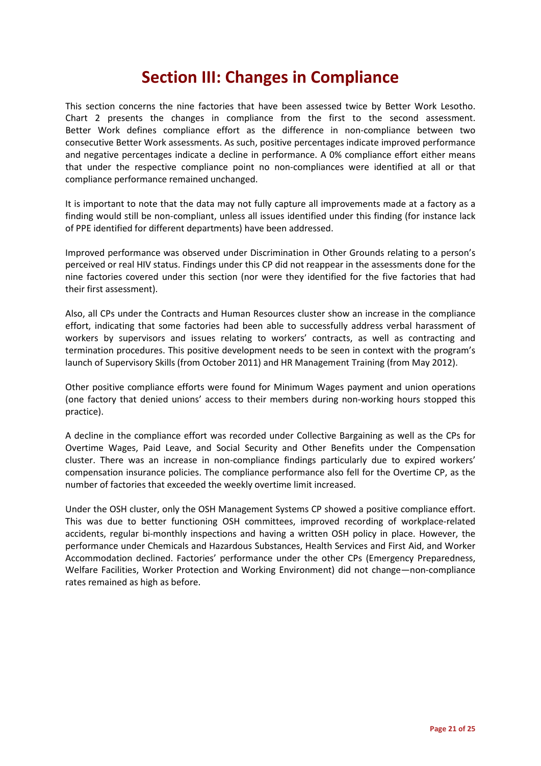# Section III: Changes in Compliance

This section concerns the nine factories that have been assessed twice by Better Work Lesotho. Chart 2 presents the changes in compliance from the first to the second assessment. Better Work defines compliance effort as the difference in non-compliance between two consecutive Better Work assessments. As such, positive percentages indicate improved performance and negative percentages indicate a decline in performance. A 0% compliance effort either means that under the respective compliance point no non-compliances were identified at all or that compliance performance remained unchanged.

It is important to note that the data may not fully capture all improvements made at a factory as a finding would still be non-compliant, unless all issues identified under this finding (for instance lack of PPE identified for different departments) have been addressed.

Improved performance was observed under Discrimination in Other Grounds relating to a person's perceived or real HIV status. Findings under this CP did not reappear in the assessments done for the nine factories covered under this section (nor were they identified for the five factories that had their first assessment).

Also, all CPs under the Contracts and Human Resources cluster show an increase in the compliance effort, indicating that some factories had been able to successfully address verbal harassment of workers by supervisors and issues relating to workers' contracts, as well as contracting and termination procedures. This positive development needs to be seen in context with the program's launch of Supervisory Skills (from October 2011) and HR Management Training (from May 2012).

Other positive compliance efforts were found for Minimum Wages payment and union operations (one factory that denied unions' access to their members during non-working hours stopped this practice).

A decline in the compliance effort was recorded under Collective Bargaining as well as the CPs for Overtime Wages, Paid Leave, and Social Security and Other Benefits under the Compensation cluster. There was an increase in non-compliance findings particularly due to expired workers' compensation insurance policies. The compliance performance also fell for the Overtime CP, as the number of factories that exceeded the weekly overtime limit increased.

Under the OSH cluster, only the OSH Management Systems CP showed a positive compliance effort. This was due to better functioning OSH committees, improved recording of workplace-related accidents, regular bi-monthly inspections and having a written OSH policy in place. However, the performance under Chemicals and Hazardous Substances, Health Services and First Aid, and Worker Accommodation declined. Factories' performance under the other CPs (Emergency Preparedness, Welfare Facilities, Worker Protection and Working Environment) did not change—non-compliance rates remained as high as before.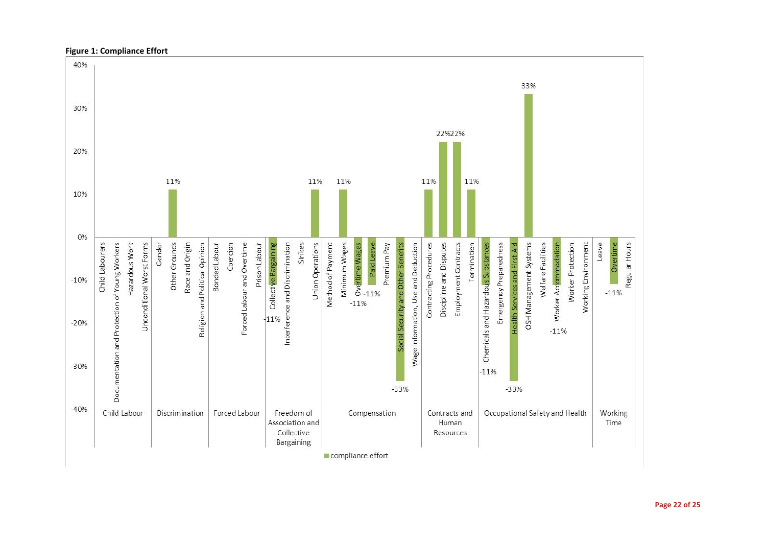**Figure 1: Compliance Effort**

| Category | Sub-category | Compliance effort |
|---|---|---|
| Child Labour | Child Labourers | |
| | Documentation and Protection of Young Workers | |
| | Hazardous Work | |
| | Unconditional Worst Forms | |
| Discrimination | Gender | |
| | Other Grounds | 11% |
| | Race and Origin | |
| | Religion and Political Opinion | |
| Forced Labour | Bonded Labour | |
| | Coercion | |
| | Forced Labour and Overtime | |
| | Prison Labour | |
| Freedom of Association and Collective Bargaining | Collective Bargaining | -11% |
| | Interference and Discrimination | |
| | Strikes | |
| | Union Operations | 11% |
| Compensation | Method of Payment | |
| | Minimum Wages | 11% |
| | Overtime Wages | -11% |
| | Paid Leave | -11% |
| | Premium Pay | |
| | Social Security and Other Benefits | -33% |
| | Wage Information, Use and Deduction | |
| Contracts and Human Resources | Contracting Procedures | 11% |
| | Discipline and Disputes | 22% |
| | Employment Contracts | 22% |
| | Termination | 11% |
| Occupational Safety and Health | Chemicals and Hazardous Substances | -11% |
| | Emergency Preparedness | |
| | Health Services and First Aid | -33% |
| | OSH Management Systems | 33% |
| | Welfare Facilities | |
| | Worker Accommodation | -11% |
| | Worker Protection | |
| | Working Environment | |
| Working Time | Leave | |
| | Overtime | -11% |
| | Regular Hours | |

■ compliance effort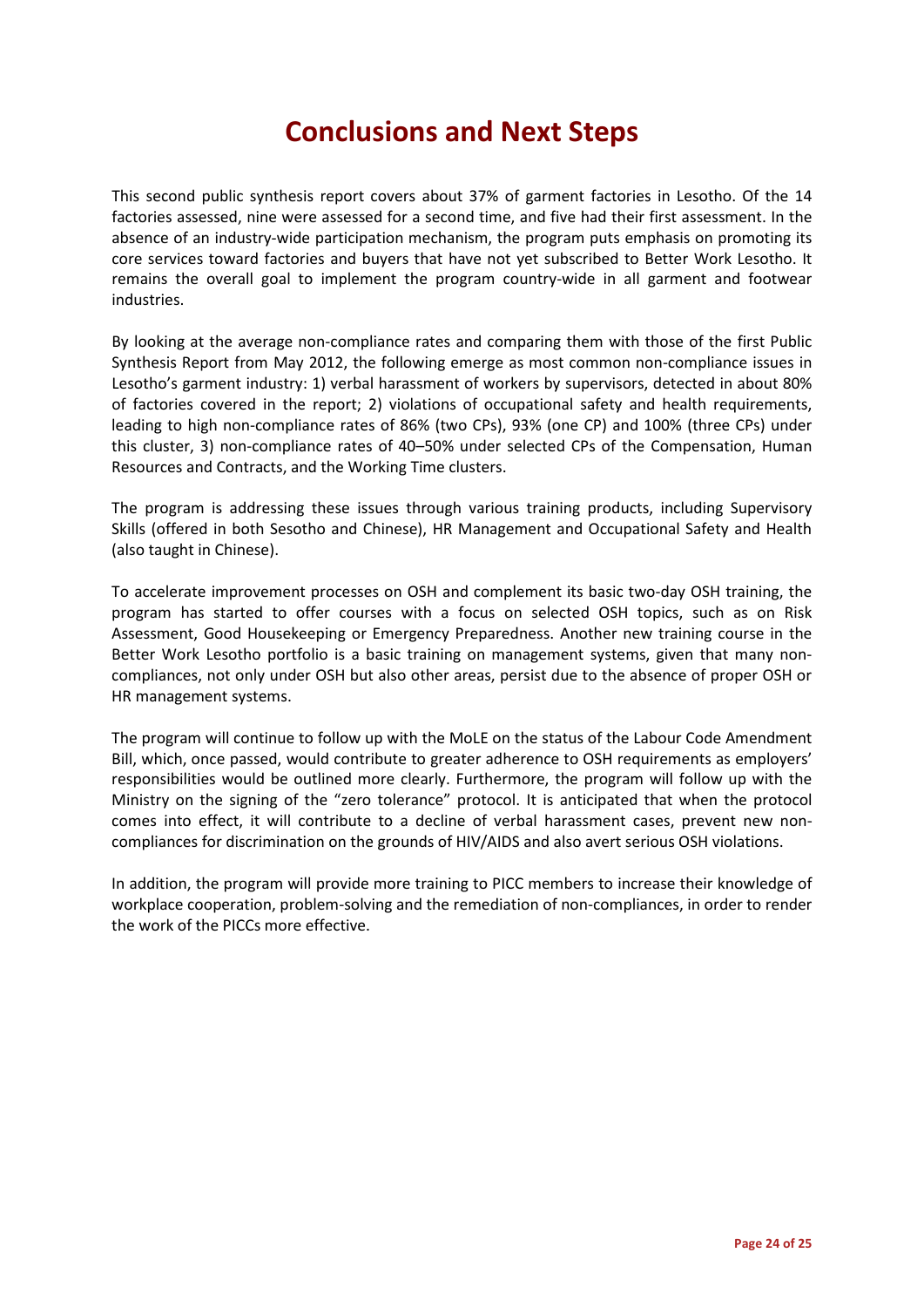# Conclusions and Next Steps

This second public synthesis report covers about 37% of garment factories in Lesotho. Of the 14 factories assessed, nine were assessed for a second time, and five had their first assessment. In the absence of an industry-wide participation mechanism, the program puts emphasis on promoting its core services toward factories and buyers that have not yet subscribed to Better Work Lesotho. It remains the overall goal to implement the program country-wide in all garment and footwear industries.

By looking at the average non-compliance rates and comparing them with those of the first Public Synthesis Report from May 2012, the following emerge as most common non-compliance issues in Lesotho's garment industry: 1) verbal harassment of workers by supervisors, detected in about 80% of factories covered in the report; 2) violations of occupational safety and health requirements, leading to high non-compliance rates of 86% (two CPs), 93% (one CP) and 100% (three CPs) under this cluster, 3) non-compliance rates of 40–50% under selected CPs of the Compensation, Human Resources and Contracts, and the Working Time clusters.

The program is addressing these issues through various training products, including Supervisory Skills (offered in both Sesotho and Chinese), HR Management and Occupational Safety and Health (also taught in Chinese).

To accelerate improvement processes on OSH and complement its basic two-day OSH training, the program has started to offer courses with a focus on selected OSH topics, such as on Risk Assessment, Good Housekeeping or Emergency Preparedness. Another new training course in the Better Work Lesotho portfolio is a basic training on management systems, given that many non-compliances, not only under OSH but also other areas, persist due to the absence of proper OSH or HR management systems.

The program will continue to follow up with the MoLE on the status of the Labour Code Amendment Bill, which, once passed, would contribute to greater adherence to OSH requirements as employers' responsibilities would be outlined more clearly. Furthermore, the program will follow up with the Ministry on the signing of the "zero tolerance" protocol. It is anticipated that when the protocol comes into effect, it will contribute to a decline of verbal harassment cases, prevent new non-compliances for discrimination on the grounds of HIV/AIDS and also avert serious OSH violations.

In addition, the program will provide more training to PICC members to increase their knowledge of workplace cooperation, problem-solving and the remediation of non-compliances, in order to render the work of the PICCs more effective.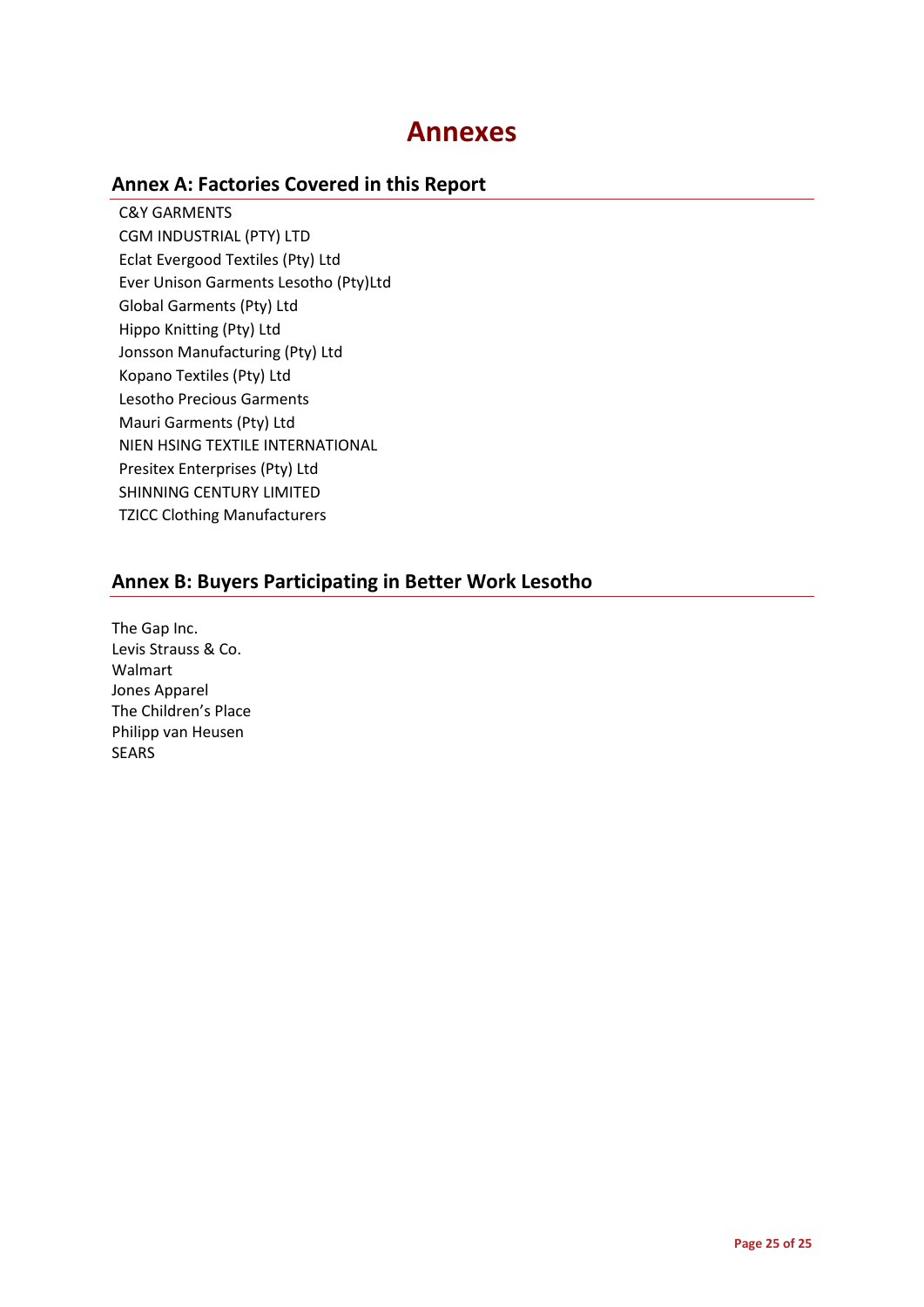# Annexes

## Annex A: Factories Covered in this Report

C&Y GARMENTS
CGM INDUSTRIAL (PTY) LTD
Eclat Evergood Textiles (Pty) Ltd
Ever Unison Garments Lesotho (Pty)Ltd
Global Garments (Pty) Ltd
Hippo Knitting (Pty) Ltd
Jonsson Manufacturing (Pty) Ltd
Kopano Textiles (Pty) Ltd
Lesotho Precious Garments
Mauri Garments (Pty) Ltd
NIEN HSING TEXTILE INTERNATIONAL
Presitex Enterprises (Pty) Ltd
SHINNING CENTURY LIMITED
TZICC Clothing Manufacturers

## Annex B: Buyers Participating in Better Work Lesotho

The Gap Inc.
Levis Strauss & Co.
Walmart
Jones Apparel
The Children's Place
Philipp van Heusen
SEARS